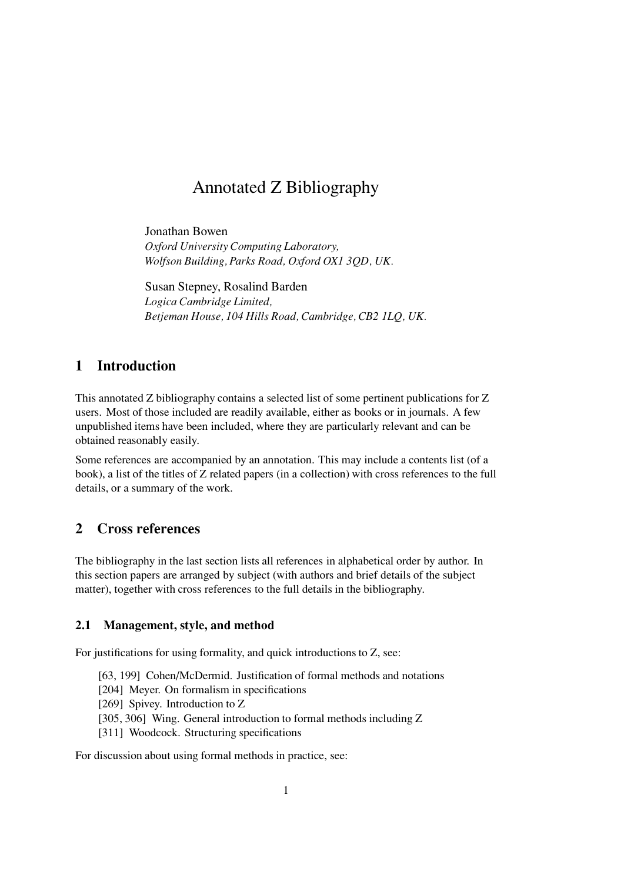# Annotated Z Bibliography

Jonathan Bowen
*Oxford University Computing Laboratory,*
*Wolfson Building, Parks Road, Oxford OX1 3QD, UK.*

Susan Stepney, Rosalind Barden
*Logica Cambridge Limited,*
*Betjeman House, 104 Hills Road, Cambridge, CB2 1LQ, UK.*

## 1 Introduction

This annotated Z bibliography contains a selected list of some pertinent publications for Z users. Most of those included are readily available, either as books or in journals. A few unpublished items have been included, where they are particularly relevant and can be obtained reasonably easily.

Some references are accompanied by an annotation. This may include a contents list (of a book), a list of the titles of Z related papers (in a collection) with cross references to the full details, or a summary of the work.

## 2 Cross references

The bibliography in the last section lists all references in alphabetical order by author. In this section papers are arranged by subject (with authors and brief details of the subject matter), together with cross references to the full details in the bibliography.

### 2.1 Management, style, and method

For justifications for using formality, and quick introductions to Z, see:

[63, 199] Cohen/McDermid. Justification of formal methods and notations
[204] Meyer. On formalism in specifications
[269] Spivey. Introduction to Z
[305, 306] Wing. General introduction to formal methods including Z
[311] Woodcock. Structuring specifications

For discussion about using formal methods in practice, see: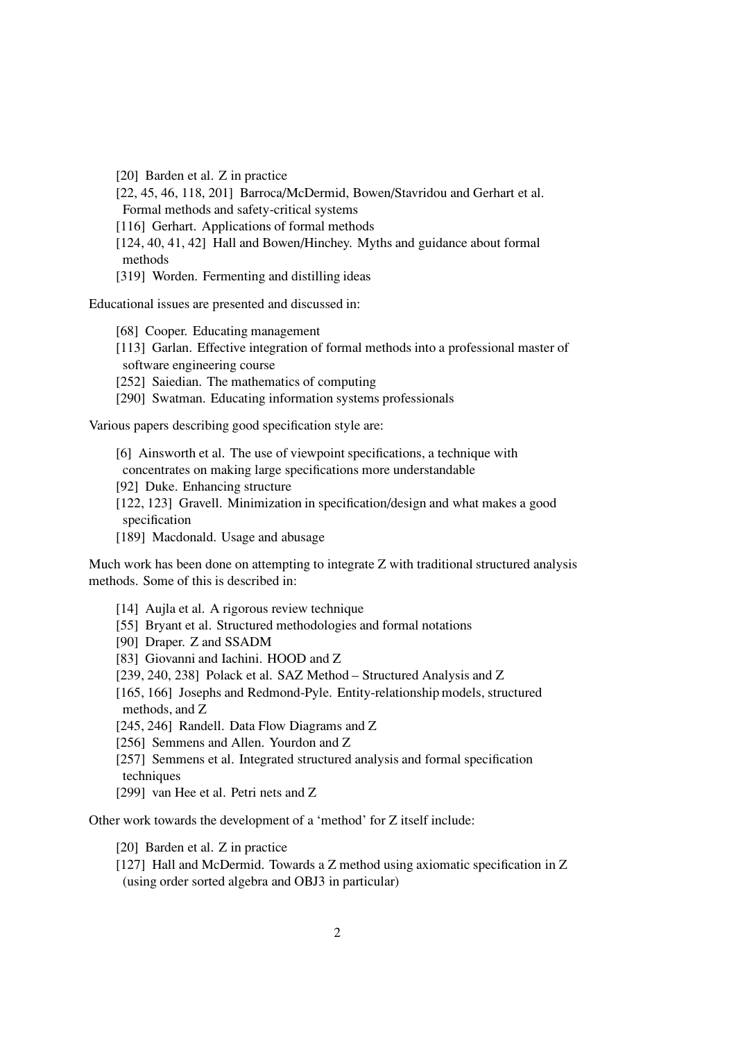[20] Barden et al. Z in practice

[22, 45, 46, 118, 201] Barroca/McDermid, Bowen/Stavridou and Gerhart et al. Formal methods and safety-critical systems

[116] Gerhart. Applications of formal methods

[124, 40, 41, 42] Hall and Bowen/Hinchey. Myths and guidance about formal methods

[319] Worden. Fermenting and distilling ideas

Educational issues are presented and discussed in:

[68] Cooper. Educating management

[113] Garlan. Effective integration of formal methods into a professional master of software engineering course

[252] Saiedian. The mathematics of computing

[290] Swatman. Educating information systems professionals

Various papers describing good specification style are:

[6] Ainsworth et al. The use of viewpoint specifications, a technique with concentrates on making large specifications more understandable

[92] Duke. Enhancing structure

[122, 123] Gravell. Minimization in specification/design and what makes a good specification

[189] Macdonald. Usage and abusage

Much work has been done on attempting to integrate Z with traditional structured analysis methods. Some of this is described in:

[14] Aujla et al. A rigorous review technique

[55] Bryant et al. Structured methodologies and formal notations

[90] Draper. Z and SSADM

[83] Giovanni and Iachini. HOOD and Z

[239, 240, 238] Polack et al. SAZ Method – Structured Analysis and Z

[165, 166] Josephs and Redmond-Pyle. Entity-relationship models, structured methods, and Z

[245, 246] Randell. Data Flow Diagrams and Z

[256] Semmens and Allen. Yourdon and Z

[257] Semmens et al. Integrated structured analysis and formal specification techniques

[299] van Hee et al. Petri nets and Z

Other work towards the development of a 'method' for Z itself include:

[20] Barden et al. Z in practice

[127] Hall and McDermid. Towards a Z method using axiomatic specification in Z (using order sorted algebra and OBJ3 in particular)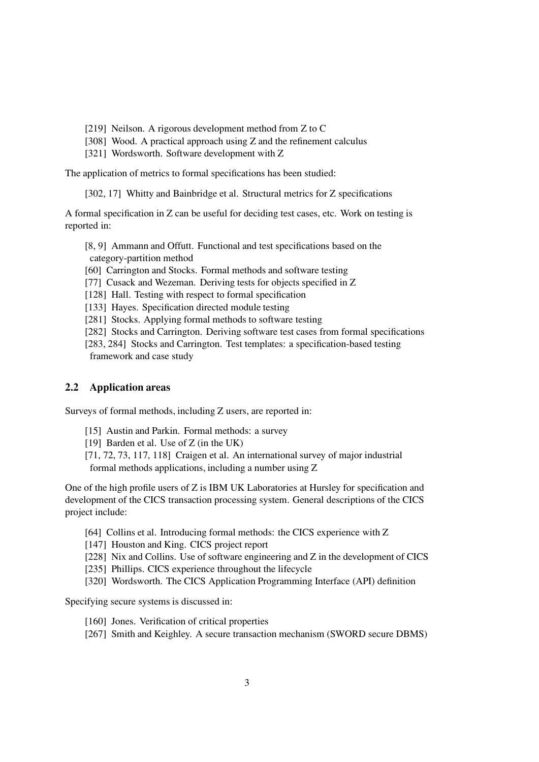[219] Neilson. A rigorous development method from Z to C
[308] Wood. A practical approach using Z and the refinement calculus
[321] Wordsworth. Software development with Z

The application of metrics to formal specifications has been studied:

[302, 17] Whitty and Bainbridge et al. Structural metrics for Z specifications

A formal specification in Z can be useful for deciding test cases, etc. Work on testing is reported in:

[8, 9] Ammann and Offutt. Functional and test specifications based on the category-partition method
[60] Carrington and Stocks. Formal methods and software testing
[77] Cusack and Wezeman. Deriving tests for objects specified in Z
[128] Hall. Testing with respect to formal specification
[133] Hayes. Specification directed module testing
[281] Stocks. Applying formal methods to software testing
[282] Stocks and Carrington. Deriving software test cases from formal specifications
[283, 284] Stocks and Carrington. Test templates: a specification-based testing framework and case study

## 2.2 Application areas

Surveys of formal methods, including Z users, are reported in:

[15] Austin and Parkin. Formal methods: a survey
[19] Barden et al. Use of Z (in the UK)
[71, 72, 73, 117, 118] Craigen et al. An international survey of major industrial formal methods applications, including a number using Z

One of the high profile users of Z is IBM UK Laboratories at Hursley for specification and development of the CICS transaction processing system. General descriptions of the CICS project include:

[64] Collins et al. Introducing formal methods: the CICS experience with Z
[147] Houston and King. CICS project report
[228] Nix and Collins. Use of software engineering and Z in the development of CICS
[235] Phillips. CICS experience throughout the lifecycle
[320] Wordsworth. The CICS Application Programming Interface (API) definition

Specifying secure systems is discussed in:

[160] Jones. Verification of critical properties
[267] Smith and Keighley. A secure transaction mechanism (SWORD secure DBMS)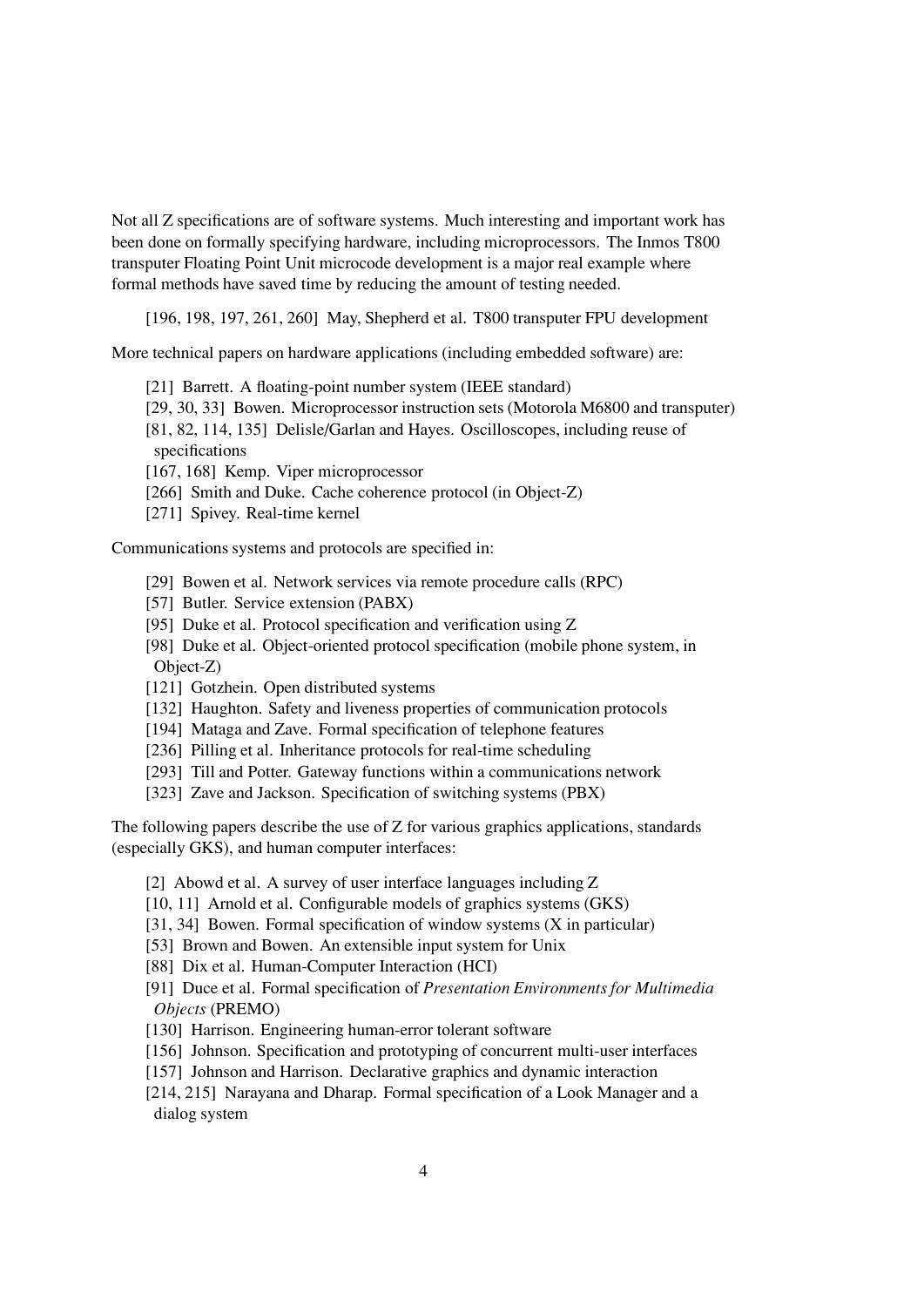Not all Z specifications are of software systems. Much interesting and important work has been done on formally specifying hardware, including microprocessors. The Inmos T800 transputer Floating Point Unit microcode development is a major real example where formal methods have saved time by reducing the amount of testing needed.

[196, 198, 197, 261, 260] May, Shepherd et al. T800 transputer FPU development

More technical papers on hardware applications (including embedded software) are:

[21] Barrett. A floating-point number system (IEEE standard)
[29, 30, 33] Bowen. Microprocessor instruction sets (Motorola M6800 and transputer)
[81, 82, 114, 135] Delisle/Garlan and Hayes. Oscilloscopes, including reuse of specifications
[167, 168] Kemp. Viper microprocessor
[266] Smith and Duke. Cache coherence protocol (in Object-Z)
[271] Spivey. Real-time kernel

Communications systems and protocols are specified in:

[29] Bowen et al. Network services via remote procedure calls (RPC)
[57] Butler. Service extension (PABX)
[95] Duke et al. Protocol specification and verification using Z
[98] Duke et al. Object-oriented protocol specification (mobile phone system, in Object-Z)
[121] Gotzhein. Open distributed systems
[132] Haughton. Safety and liveness properties of communication protocols
[194] Mataga and Zave. Formal specification of telephone features
[236] Pilling et al. Inheritance protocols for real-time scheduling
[293] Till and Potter. Gateway functions within a communications network
[323] Zave and Jackson. Specification of switching systems (PBX)

The following papers describe the use of Z for various graphics applications, standards (especially GKS), and human computer interfaces:

[2] Abowd et al. A survey of user interface languages including Z
[10, 11] Arnold et al. Configurable models of graphics systems (GKS)
[31, 34] Bowen. Formal specification of window systems (X in particular)
[53] Brown and Bowen. An extensible input system for Unix
[88] Dix et al. Human-Computer Interaction (HCI)
[91] Duce et al. Formal specification of *Presentation Environments for Multimedia Objects* (PREMO)
[130] Harrison. Engineering human-error tolerant software
[156] Johnson. Specification and prototyping of concurrent multi-user interfaces
[157] Johnson and Harrison. Declarative graphics and dynamic interaction
[214, 215] Narayana and Dharap. Formal specification of a Look Manager and a dialog system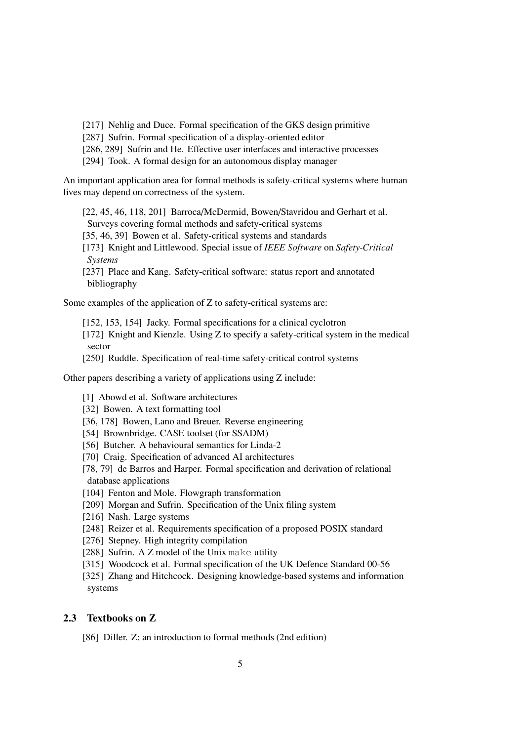[217] Nehlig and Duce. Formal specification of the GKS design primitive
[287] Sufrin. Formal specification of a display-oriented editor
[286, 289] Sufrin and He. Effective user interfaces and interactive processes
[294] Took. A formal design for an autonomous display manager

An important application area for formal methods is safety-critical systems where human lives may depend on correctness of the system.

[22, 45, 46, 118, 201] Barroca/McDermid, Bowen/Stavridou and Gerhart et al. Surveys covering formal methods and safety-critical systems
[35, 46, 39] Bowen et al. Safety-critical systems and standards
[173] Knight and Littlewood. Special issue of *IEEE Software* on *Safety-Critical Systems*
[237] Place and Kang. Safety-critical software: status report and annotated bibliography

Some examples of the application of Z to safety-critical systems are:

[152, 153, 154] Jacky. Formal specifications for a clinical cyclotron
[172] Knight and Kienzle. Using Z to specify a safety-critical system in the medical sector
[250] Ruddle. Specification of real-time safety-critical control systems

Other papers describing a variety of applications using Z include:

[1] Abowd et al. Software architectures
[32] Bowen. A text formatting tool
[36, 178] Bowen, Lano and Breuer. Reverse engineering
[54] Brownbridge. CASE toolset (for SSADM)
[56] Butcher. A behavioural semantics for Linda-2
[70] Craig. Specification of advanced AI architectures
[78, 79] de Barros and Harper. Formal specification and derivation of relational database applications
[104] Fenton and Mole. Flowgraph transformation
[209] Morgan and Sufrin. Specification of the Unix filing system
[216] Nash. Large systems
[248] Reizer et al. Requirements specification of a proposed POSIX standard
[276] Stepney. High integrity compilation
[288] Sufrin. A Z model of the Unix `make` utility
[315] Woodcock et al. Formal specification of the UK Defence Standard 00-56
[325] Zhang and Hitchcock. Designing knowledge-based systems and information systems

### 2.3 Textbooks on Z

[86] Diller. Z: an introduction to formal methods (2nd edition)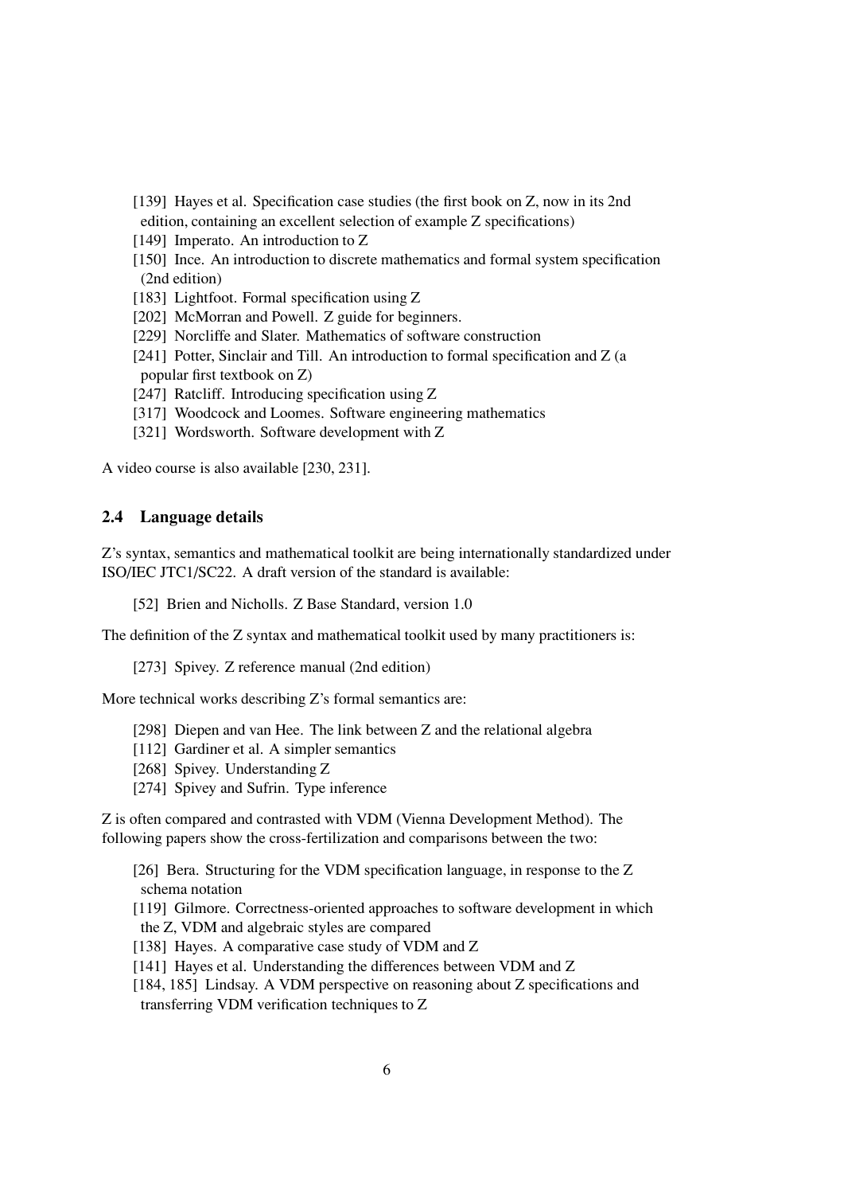[139] Hayes et al. Specification case studies (the first book on Z, now in its 2nd edition, containing an excellent selection of example Z specifications)
[149] Imperato. An introduction to Z
[150] Ince. An introduction to discrete mathematics and formal system specification (2nd edition)
[183] Lightfoot. Formal specification using Z
[202] McMorran and Powell. Z guide for beginners.
[229] Norcliffe and Slater. Mathematics of software construction
[241] Potter, Sinclair and Till. An introduction to formal specification and Z (a popular first textbook on Z)
[247] Ratcliff. Introducing specification using Z
[317] Woodcock and Loomes. Software engineering mathematics
[321] Wordsworth. Software development with Z

A video course is also available [230, 231].

## 2.4 Language details

Z's syntax, semantics and mathematical toolkit are being internationally standardized under ISO/IEC JTC1/SC22. A draft version of the standard is available:

[52] Brien and Nicholls. Z Base Standard, version 1.0

The definition of the Z syntax and mathematical toolkit used by many practitioners is:

[273] Spivey. Z reference manual (2nd edition)

More technical works describing Z's formal semantics are:

[298] Diepen and van Hee. The link between Z and the relational algebra
[112] Gardiner et al. A simpler semantics
[268] Spivey. Understanding Z
[274] Spivey and Sufrin. Type inference

Z is often compared and contrasted with VDM (Vienna Development Method). The following papers show the cross-fertilization and comparisons between the two:

[26] Bera. Structuring for the VDM specification language, in response to the Z schema notation
[119] Gilmore. Correctness-oriented approaches to software development in which the Z, VDM and algebraic styles are compared
[138] Hayes. A comparative case study of VDM and Z
[141] Hayes et al. Understanding the differences between VDM and Z
[184, 185] Lindsay. A VDM perspective on reasoning about Z specifications and transferring VDM verification techniques to Z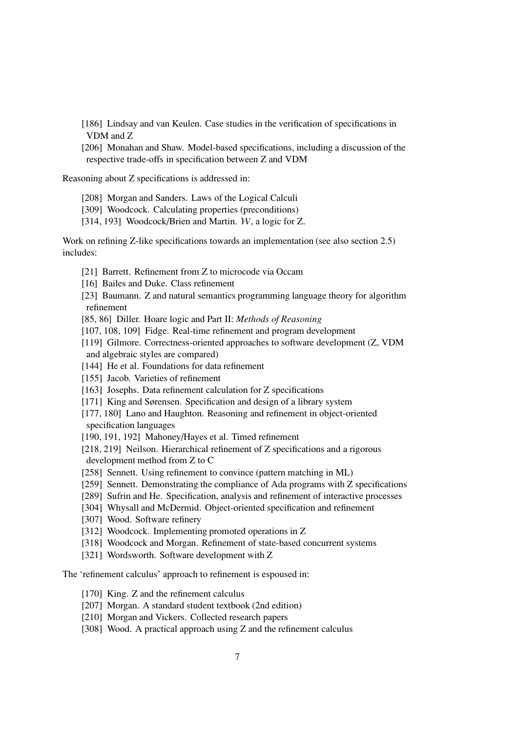[186] Lindsay and van Keulen. Case studies in the verification of specifications in VDM and Z

[206] Monahan and Shaw. Model-based specifications, including a discussion of the respective trade-offs in specification between Z and VDM

Reasoning about Z specifications is addressed in:

[208] Morgan and Sanders. Laws of the Logical Calculi

[309] Woodcock. Calculating properties (preconditions)

[314, 193] Woodcock/Brien and Martin. $\mathcal{W}$, a logic for Z.

Work on refining Z-like specifications towards an implementation (see also section 2.5) includes:

[21] Barrett. Refinement from Z to microcode via Occam

[16] Bailes and Duke. Class refinement

[23] Baumann. Z and natural semantics programming language theory for algorithm refinement

[85, 86] Diller. Hoare logic and Part II: *Methods of Reasoning*

[107, 108, 109] Fidge. Real-time refinement and program development

[119] Gilmore. Correctness-oriented approaches to software development (Z, VDM and algebraic styles are compared)

[144] He et al. Foundations for data refinement

[155] Jacob. Varieties of refinement

[163] Josephs. Data refinement calculation for Z specifications

[171] King and Sørensen. Specification and design of a library system

[177, 180] Lano and Haughton. Reasoning and refinement in object-oriented specification languages

[190, 191, 192] Mahoney/Hayes et al. Timed refinement

[218, 219] Neilson. Hierarchical refinement of Z specifications and a rigorous development method from Z to C

[258] Sennett. Using refinement to convince (pattern matching in ML)

[259] Sennett. Demonstrating the compliance of Ada programs with Z specifications

[289] Sufrin and He. Specification, analysis and refinement of interactive processes

[304] Whysall and McDermid. Object-oriented specification and refinement

[307] Wood. Software refinery

[312] Woodcock. Implementing promoted operations in Z

[318] Woodcock and Morgan. Refinement of state-based concurrent systems

[321] Wordsworth. Software development with Z

The 'refinement calculus' approach to refinement is espoused in:

[170] King. Z and the refinement calculus

[207] Morgan. A standard student textbook (2nd edition)

[210] Morgan and Vickers. Collected research papers

[308] Wood. A practical approach using Z and the refinement calculus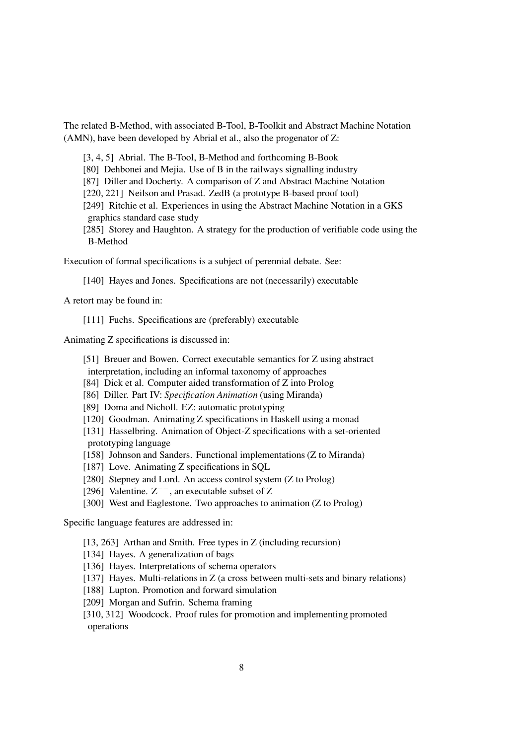The related B-Method, with associated B-Tool, B-Toolkit and Abstract Machine Notation (AMN), have been developed by Abrial et al., also the progenator of Z:

- [3, 4, 5] Abrial. The B-Tool, B-Method and forthcoming B-Book
- [80] Dehbonei and Mejia. Use of B in the railways signalling industry
- [87] Diller and Docherty. A comparison of Z and Abstract Machine Notation
- [220, 221] Neilson and Prasad. ZedB (a prototype B-based proof tool)
- [249] Ritchie et al. Experiences in using the Abstract Machine Notation in a GKS graphics standard case study
- [285] Storey and Haughton. A strategy for the production of verifiable code using the B-Method

Execution of formal specifications is a subject of perennial debate. See:

- [140] Hayes and Jones. Specifications are not (necessarily) executable

A retort may be found in:

- [111] Fuchs. Specifications are (preferably) executable

Animating Z specifications is discussed in:

- [51] Breuer and Bowen. Correct executable semantics for Z using abstract interpretation, including an informal taxonomy of approaches
- [84] Dick et al. Computer aided transformation of Z into Prolog
- [86] Diller. Part IV: *Specification Animation* (using Miranda)
- [89] Doma and Nicholl. EZ: automatic prototyping
- [120] Goodman. Animating Z specifications in Haskell using a monad
- [131] Hasselbring. Animation of Object-Z specifications with a set-oriented prototyping language
- [158] Johnson and Sanders. Functional implementations (Z to Miranda)
- [187] Love. Animating Z specifications in SQL
- [280] Stepney and Lord. An access control system (Z to Prolog)
- [296] Valentine. $Z^{--}$, an executable subset of Z
- [300] West and Eaglestone. Two approaches to animation (Z to Prolog)

Specific language features are addressed in:

- [13, 263] Arthan and Smith. Free types in Z (including recursion)
- [134] Hayes. A generalization of bags
- [136] Hayes. Interpretations of schema operators
- [137] Hayes. Multi-relations in Z (a cross between multi-sets and binary relations)
- [188] Lupton. Promotion and forward simulation
- [209] Morgan and Sufrin. Schema framing
- [310, 312] Woodcock. Proof rules for promotion and implementing promoted operations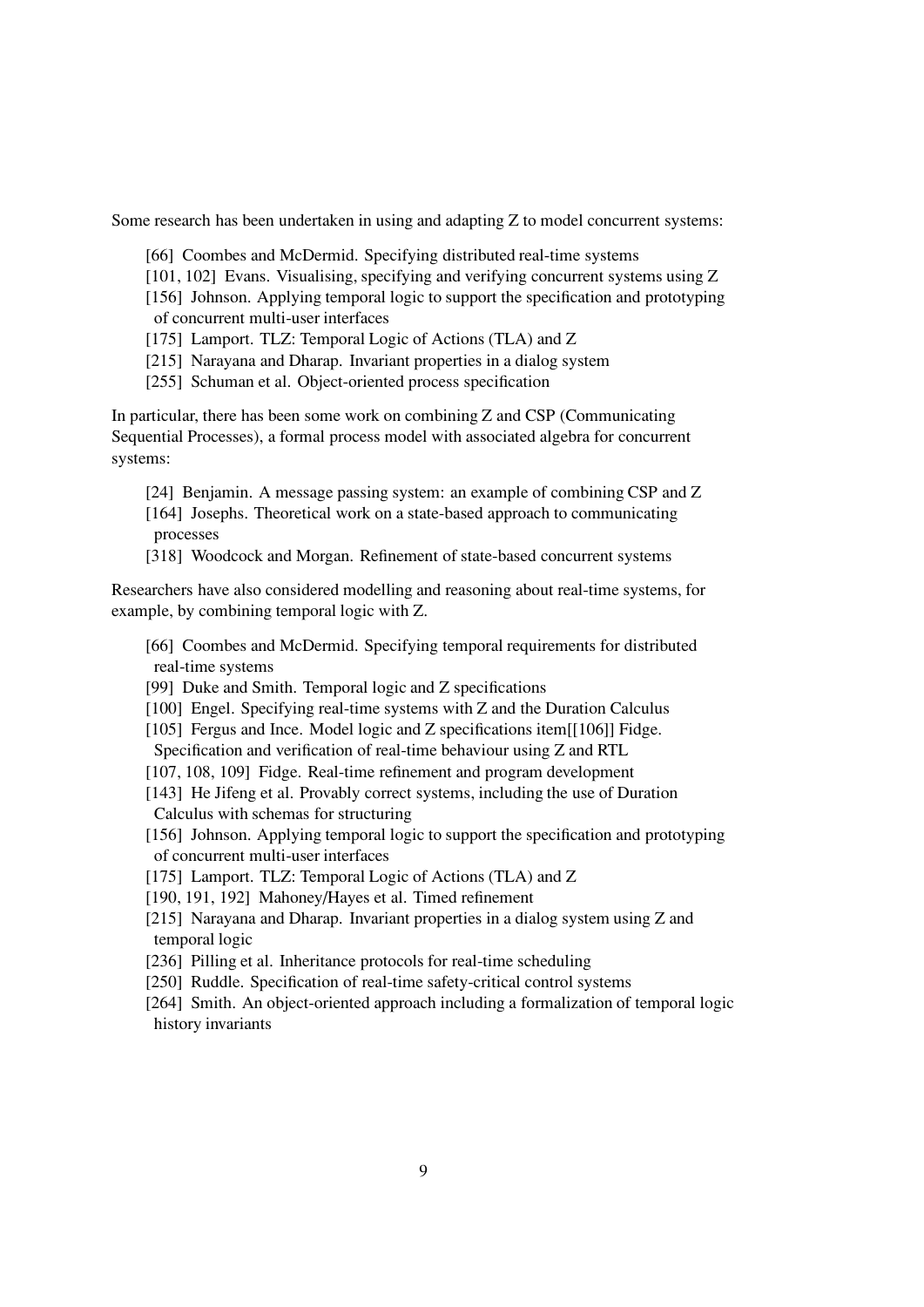Some research has been undertaken in using and adapting Z to model concurrent systems:

[66] Coombes and McDermid. Specifying distributed real-time systems
[101, 102] Evans. Visualising, specifying and verifying concurrent systems using Z
[156] Johnson. Applying temporal logic to support the specification and prototyping of concurrent multi-user interfaces
[175] Lamport. TLZ: Temporal Logic of Actions (TLA) and Z
[215] Narayana and Dharap. Invariant properties in a dialog system
[255] Schuman et al. Object-oriented process specification

In particular, there has been some work on combining Z and CSP (Communicating Sequential Processes), a formal process model with associated algebra for concurrent systems:

[24] Benjamin. A message passing system: an example of combining CSP and Z
[164] Josephs. Theoretical work on a state-based approach to communicating processes
[318] Woodcock and Morgan. Refinement of state-based concurrent systems

Researchers have also considered modelling and reasoning about real-time systems, for example, by combining temporal logic with Z.

[66] Coombes and McDermid. Specifying temporal requirements for distributed real-time systems
[99] Duke and Smith. Temporal logic and Z specifications
[100] Engel. Specifying real-time systems with Z and the Duration Calculus
[105] Fergus and Ince. Model logic and Z specifications item[[106]] Fidge. Specification and verification of real-time behaviour using Z and RTL
[107, 108, 109] Fidge. Real-time refinement and program development
[143] He Jifeng et al. Provably correct systems, including the use of Duration Calculus with schemas for structuring
[156] Johnson. Applying temporal logic to support the specification and prototyping of concurrent multi-user interfaces
[175] Lamport. TLZ: Temporal Logic of Actions (TLA) and Z
[190, 191, 192] Mahoney/Hayes et al. Timed refinement
[215] Narayana and Dharap. Invariant properties in a dialog system using Z and temporal logic
[236] Pilling et al. Inheritance protocols for real-time scheduling
[250] Ruddle. Specification of real-time safety-critical control systems
[264] Smith. An object-oriented approach including a formalization of temporal logic history invariants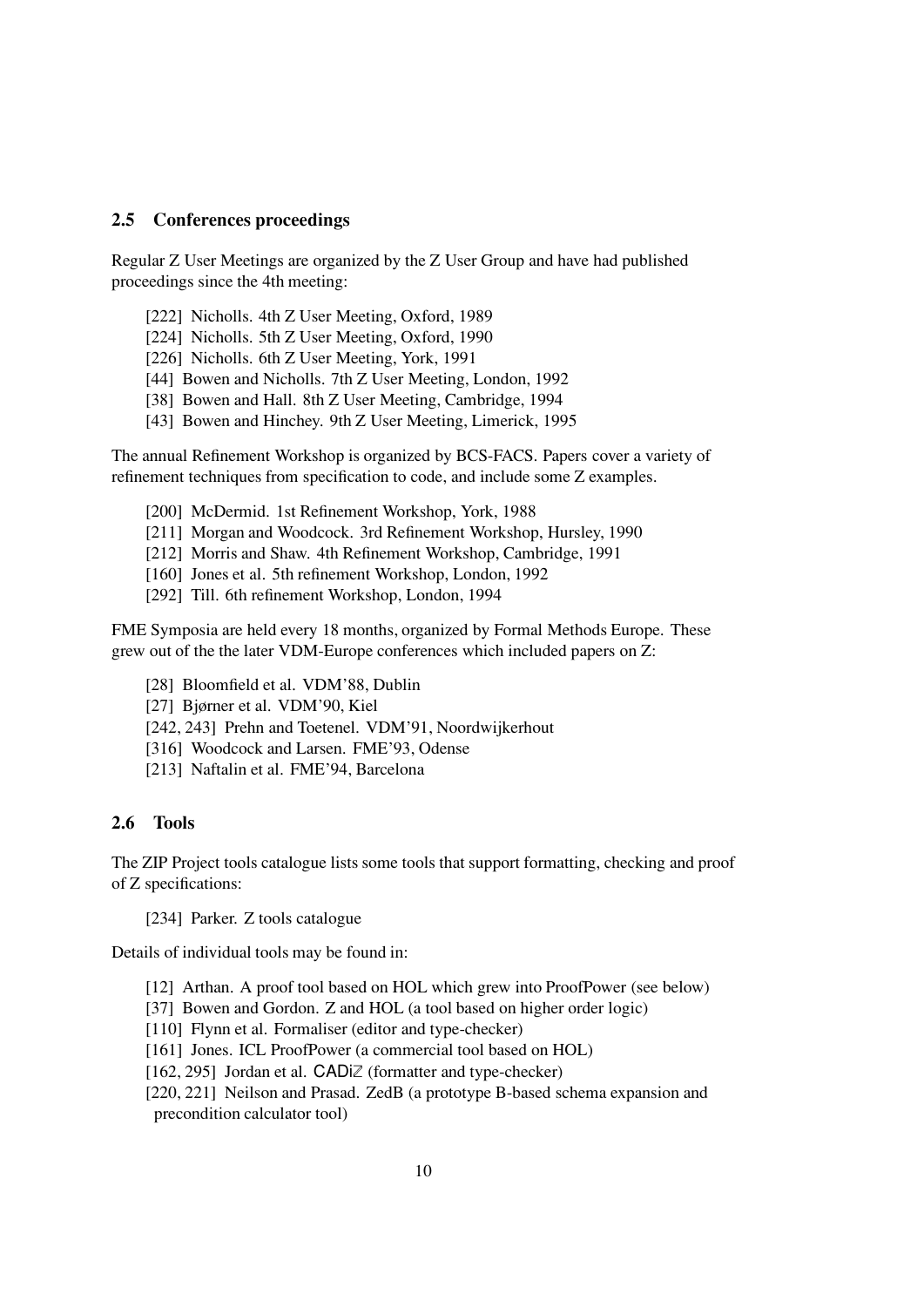### 2.5 Conferences proceedings

Regular Z User Meetings are organized by the Z User Group and have had published proceedings since the 4th meeting:

- [222] Nicholls. 4th Z User Meeting, Oxford, 1989
- [224] Nicholls. 5th Z User Meeting, Oxford, 1990
- [226] Nicholls. 6th Z User Meeting, York, 1991
- [44] Bowen and Nicholls. 7th Z User Meeting, London, 1992
- [38] Bowen and Hall. 8th Z User Meeting, Cambridge, 1994
- [43] Bowen and Hinchey. 9th Z User Meeting, Limerick, 1995

The annual Refinement Workshop is organized by BCS-FACS. Papers cover a variety of refinement techniques from specification to code, and include some Z examples.

- [200] McDermid. 1st Refinement Workshop, York, 1988
- [211] Morgan and Woodcock. 3rd Refinement Workshop, Hursley, 1990
- [212] Morris and Shaw. 4th Refinement Workshop, Cambridge, 1991
- [160] Jones et al. 5th refinement Workshop, London, 1992
- [292] Till. 6th refinement Workshop, London, 1994

FME Symposia are held every 18 months, organized by Formal Methods Europe. These grew out of the the later VDM-Europe conferences which included papers on Z:

- [28] Bloomfield et al. VDM'88, Dublin
- [27] Bjørner et al. VDM'90, Kiel
- [242, 243] Prehn and Toetenel. VDM'91, Noordwijkerhout
- [316] Woodcock and Larsen. FME'93, Odense
- [213] Naftalin et al. FME'94, Barcelona

### 2.6 Tools

The ZIP Project tools catalogue lists some tools that support formatting, checking and proof of Z specifications:

- [234] Parker. Z tools catalogue

Details of individual tools may be found in:

- [12] Arthan. A proof tool based on HOL which grew into ProofPower (see below)
- [37] Bowen and Gordon. Z and HOL (a tool based on higher order logic)
- [110] Flynn et al. Formaliser (editor and type-checker)
- [161] Jones. ICL ProofPower (a commercial tool based on HOL)
- [162, 295] Jordan et al. CADiZ (formatter and type-checker)
- [220, 221] Neilson and Prasad. ZedB (a prototype B-based schema expansion and precondition calculator tool)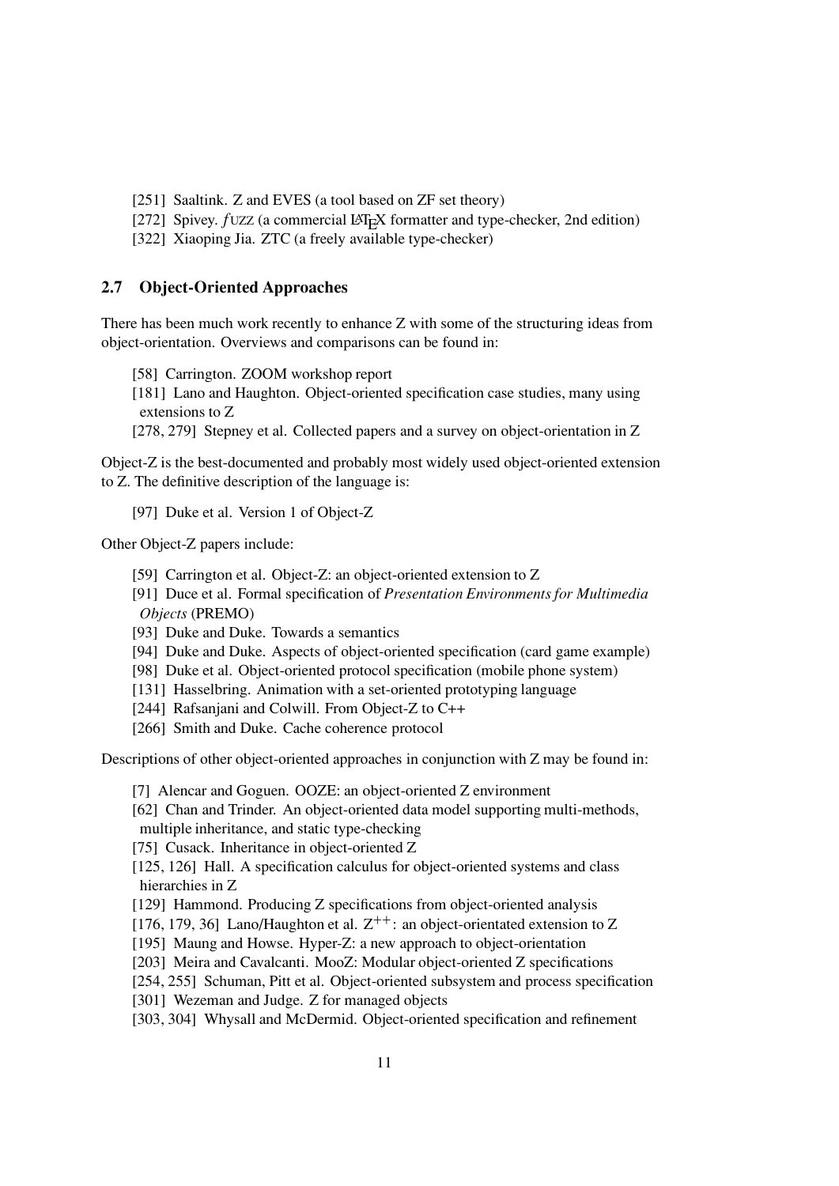[251] Saaltink. Z and EVES (a tool based on ZF set theory)
[272] Spivey. *f*UZZ (a commercial LaTeX formatter and type-checker, 2nd edition)
[322] Xiaoping Jia. ZTC (a freely available type-checker)

## 2.7 Object-Oriented Approaches

There has been much work recently to enhance Z with some of the structuring ideas from object-orientation. Overviews and comparisons can be found in:

[58] Carrington. ZOOM workshop report
[181] Lano and Haughton. Object-oriented specification case studies, many using extensions to Z
[278, 279] Stepney et al. Collected papers and a survey on object-orientation in Z

Object-Z is the best-documented and probably most widely used object-oriented extension to Z. The definitive description of the language is:

[97] Duke et al. Version 1 of Object-Z

Other Object-Z papers include:

[59] Carrington et al. Object-Z: an object-oriented extension to Z
[91] Duce et al. Formal specification of *Presentation Environments for Multimedia Objects* (PREMO)
[93] Duke and Duke. Towards a semantics
[94] Duke and Duke. Aspects of object-oriented specification (card game example)
[98] Duke et al. Object-oriented protocol specification (mobile phone system)
[131] Hasselbring. Animation with a set-oriented prototyping language
[244] Rafsanjani and Colwill. From Object-Z to C++
[266] Smith and Duke. Cache coherence protocol

Descriptions of other object-oriented approaches in conjunction with Z may be found in:

[7] Alencar and Goguen. OOZE: an object-oriented Z environment
[62] Chan and Trinder. An object-oriented data model supporting multi-methods, multiple inheritance, and static type-checking
[75] Cusack. Inheritance in object-oriented Z
[125, 126] Hall. A specification calculus for object-oriented systems and class hierarchies in Z
[129] Hammond. Producing Z specifications from object-oriented analysis
[176, 179, 36] Lano/Haughton et al. $Z^{++}$: an object-orientated extension to Z
[195] Maung and Howse. Hyper-Z: a new approach to object-orientation
[203] Meira and Cavalcanti. MooZ: Modular object-oriented Z specifications
[254, 255] Schuman, Pitt et al. Object-oriented subsystem and process specification
[301] Wezeman and Judge. Z for managed objects
[303, 304] Whysall and McDermid. Object-oriented specification and refinement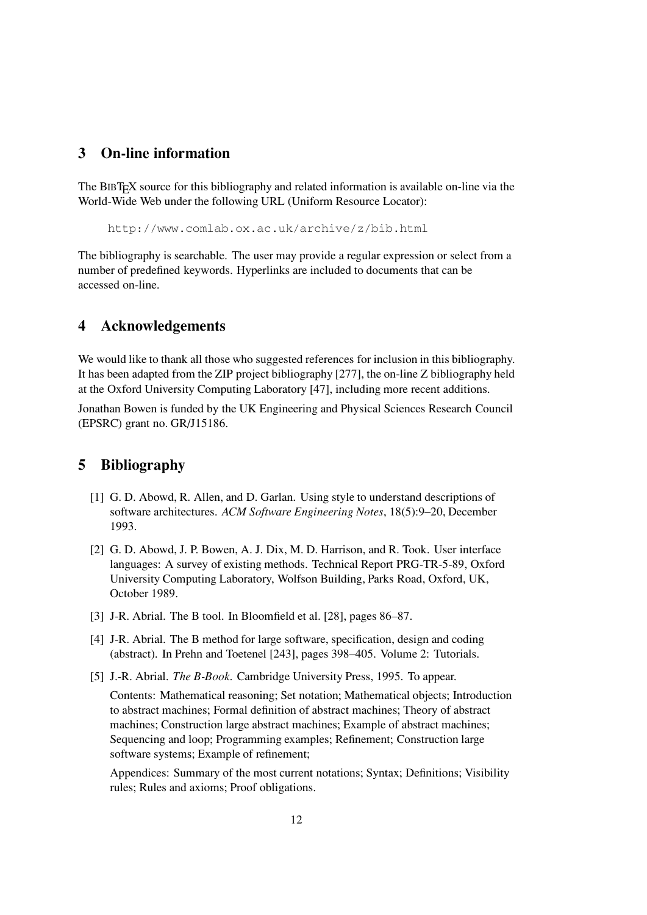## 3 On-line information

The BIBTEX source for this bibliography and related information is available on-line via the World-Wide Web under the following URL (Uniform Resource Locator):

```
http://www.comlab.ox.ac.uk/archive/z/bib.html
```

The bibliography is searchable. The user may provide a regular expression or select from a number of predefined keywords. Hyperlinks are included to documents that can be accessed on-line.

## 4 Acknowledgements

We would like to thank all those who suggested references for inclusion in this bibliography. It has been adapted from the ZIP project bibliography [277], the on-line Z bibliography held at the Oxford University Computing Laboratory [47], including more recent additions.

Jonathan Bowen is funded by the UK Engineering and Physical Sciences Research Council (EPSRC) grant no. GR/J15186.

## 5 Bibliography

[1] G. D. Abowd, R. Allen, and D. Garlan. Using style to understand descriptions of software architectures. *ACM Software Engineering Notes*, 18(5):9–20, December 1993.

[2] G. D. Abowd, J. P. Bowen, A. J. Dix, M. D. Harrison, and R. Took. User interface languages: A survey of existing methods. Technical Report PRG-TR-5-89, Oxford University Computing Laboratory, Wolfson Building, Parks Road, Oxford, UK, October 1989.

[3] J-R. Abrial. The B tool. In Bloomfield et al. [28], pages 86–87.

[4] J-R. Abrial. The B method for large software, specification, design and coding (abstract). In Prehn and Toetenel [243], pages 398–405. Volume 2: Tutorials.

[5] J.-R. Abrial. *The B-Book*. Cambridge University Press, 1995. To appear.

Contents: Mathematical reasoning; Set notation; Mathematical objects; Introduction to abstract machines; Formal definition of abstract machines; Theory of abstract machines; Construction large abstract machines; Example of abstract machines; Sequencing and loop; Programming examples; Refinement; Construction large software systems; Example of refinement;

Appendices: Summary of the most current notations; Syntax; Definitions; Visibility rules; Rules and axioms; Proof obligations.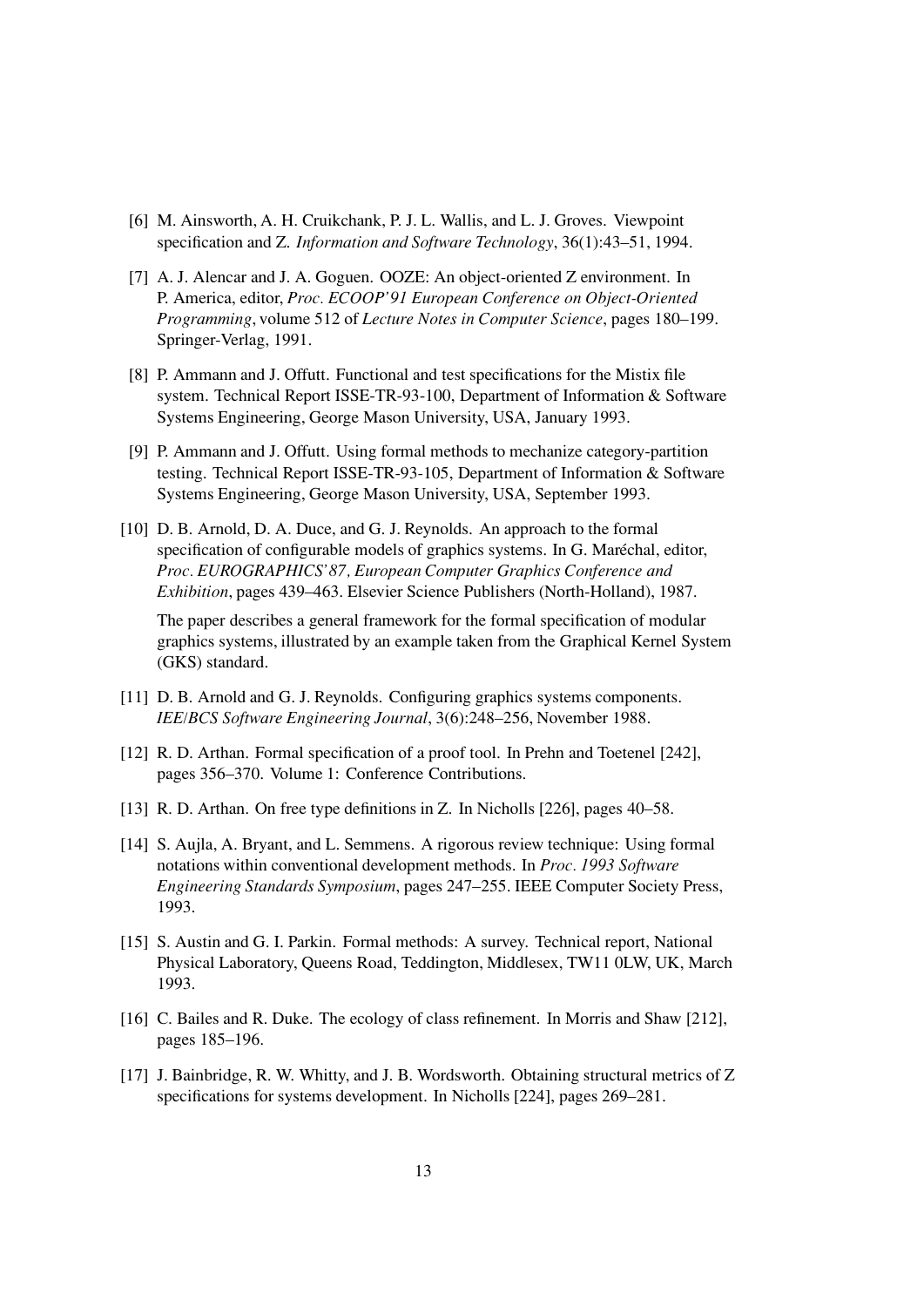[6] M. Ainsworth, A. H. Cruikchank, P. J. L. Wallis, and L. J. Groves. Viewpoint specification and Z. *Information and Software Technology*, 36(1):43–51, 1994.

[7] A. J. Alencar and J. A. Goguen. OOZE: An object-oriented Z environment. In P. America, editor, *Proc. ECOOP'91 European Conference on Object-Oriented Programming*, volume 512 of *Lecture Notes in Computer Science*, pages 180–199. Springer-Verlag, 1991.

[8] P. Ammann and J. Offutt. Functional and test specifications for the Mistix file system. Technical Report ISSE-TR-93-100, Department of Information & Software Systems Engineering, George Mason University, USA, January 1993.

[9] P. Ammann and J. Offutt. Using formal methods to mechanize category-partition testing. Technical Report ISSE-TR-93-105, Department of Information & Software Systems Engineering, George Mason University, USA, September 1993.

[10] D. B. Arnold, D. A. Duce, and G. J. Reynolds. An approach to the formal specification of configurable models of graphics systems. In G. Maréchal, editor, *Proc. EUROGRAPHICS'87, European Computer Graphics Conference and Exhibition*, pages 439–463. Elsevier Science Publishers (North-Holland), 1987.

The paper describes a general framework for the formal specification of modular graphics systems, illustrated by an example taken from the Graphical Kernel System (GKS) standard.

[11] D. B. Arnold and G. J. Reynolds. Configuring graphics systems components. *IEE/BCS Software Engineering Journal*, 3(6):248–256, November 1988.

[12] R. D. Arthan. Formal specification of a proof tool. In Prehn and Toetenel [242], pages 356–370. Volume 1: Conference Contributions.

[13] R. D. Arthan. On free type definitions in Z. In Nicholls [226], pages 40–58.

[14] S. Aujla, A. Bryant, and L. Semmens. A rigorous review technique: Using formal notations within conventional development methods. In *Proc. 1993 Software Engineering Standards Symposium*, pages 247–255. IEEE Computer Society Press, 1993.

[15] S. Austin and G. I. Parkin. Formal methods: A survey. Technical report, National Physical Laboratory, Queens Road, Teddington, Middlesex, TW11 0LW, UK, March 1993.

[16] C. Bailes and R. Duke. The ecology of class refinement. In Morris and Shaw [212], pages 185–196.

[17] J. Bainbridge, R. W. Whitty, and J. B. Wordsworth. Obtaining structural metrics of Z specifications for systems development. In Nicholls [224], pages 269–281.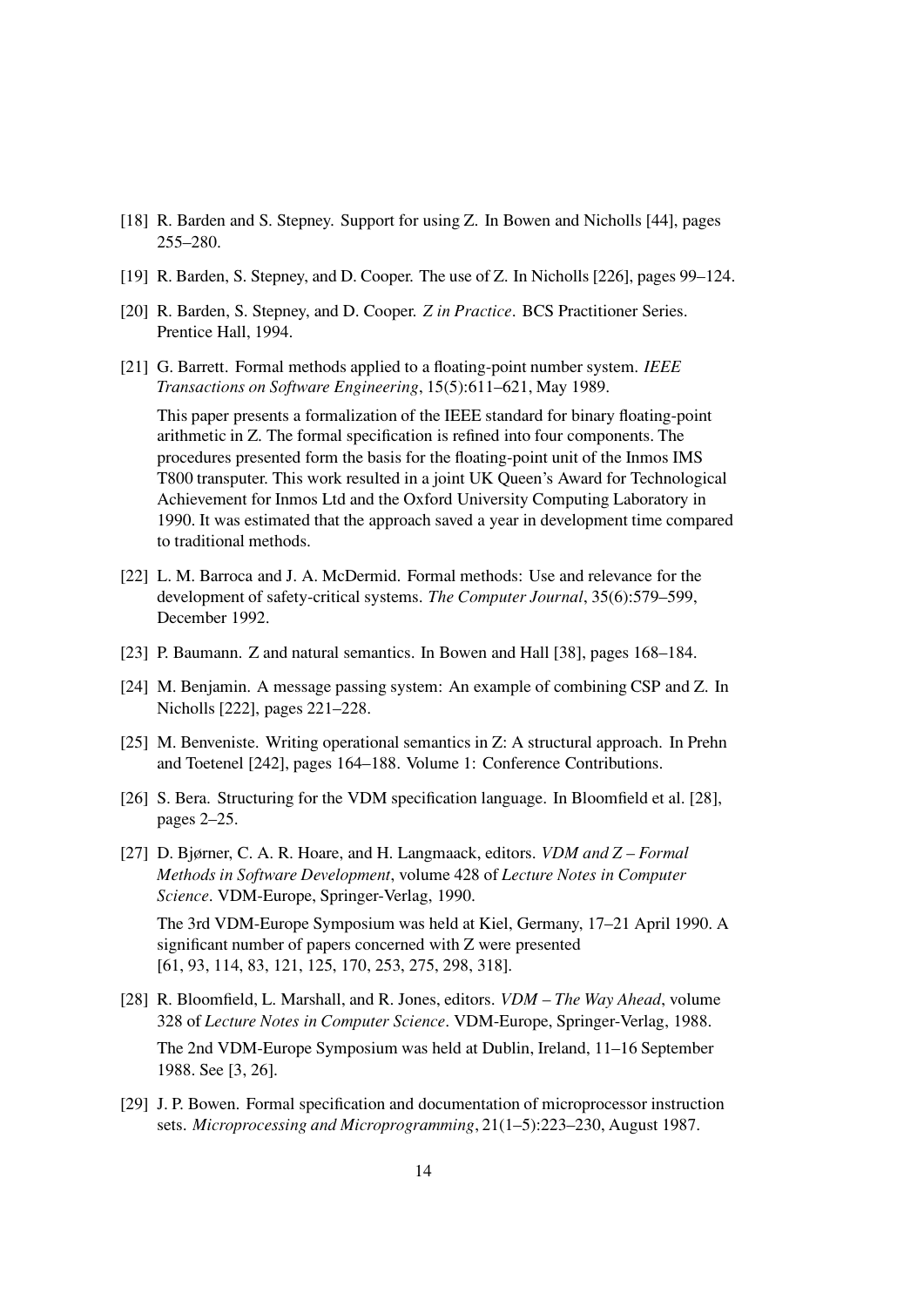[18] R. Barden and S. Stepney. Support for using Z. In Bowen and Nicholls [44], pages 255–280.

[19] R. Barden, S. Stepney, and D. Cooper. The use of Z. In Nicholls [226], pages 99–124.

[20] R. Barden, S. Stepney, and D. Cooper. *Z in Practice*. BCS Practitioner Series. Prentice Hall, 1994.

[21] G. Barrett. Formal methods applied to a floating-point number system. *IEEE Transactions on Software Engineering*, 15(5):611–621, May 1989.

This paper presents a formalization of the IEEE standard for binary floating-point arithmetic in Z. The formal specification is refined into four components. The procedures presented form the basis for the floating-point unit of the Inmos IMS T800 transputer. This work resulted in a joint UK Queen's Award for Technological Achievement for Inmos Ltd and the Oxford University Computing Laboratory in 1990. It was estimated that the approach saved a year in development time compared to traditional methods.

[22] L. M. Barroca and J. A. McDermid. Formal methods: Use and relevance for the development of safety-critical systems. *The Computer Journal*, 35(6):579–599, December 1992.

[23] P. Baumann. Z and natural semantics. In Bowen and Hall [38], pages 168–184.

[24] M. Benjamin. A message passing system: An example of combining CSP and Z. In Nicholls [222], pages 221–228.

[25] M. Benveniste. Writing operational semantics in Z: A structural approach. In Prehn and Toetenel [242], pages 164–188. Volume 1: Conference Contributions.

[26] S. Bera. Structuring for the VDM specification language. In Bloomfield et al. [28], pages 2–25.

[27] D. Bjørner, C. A. R. Hoare, and H. Langmaack, editors. *VDM and Z – Formal Methods in Software Development*, volume 428 of *Lecture Notes in Computer Science*. VDM-Europe, Springer-Verlag, 1990.

The 3rd VDM-Europe Symposium was held at Kiel, Germany, 17–21 April 1990. A significant number of papers concerned with Z were presented [61, 93, 114, 83, 121, 125, 170, 253, 275, 298, 318].

[28] R. Bloomfield, L. Marshall, and R. Jones, editors. *VDM – The Way Ahead*, volume 328 of *Lecture Notes in Computer Science*. VDM-Europe, Springer-Verlag, 1988.

The 2nd VDM-Europe Symposium was held at Dublin, Ireland, 11–16 September 1988. See [3, 26].

[29] J. P. Bowen. Formal specification and documentation of microprocessor instruction sets. *Microprocessing and Microprogramming*, 21(1–5):223–230, August 1987.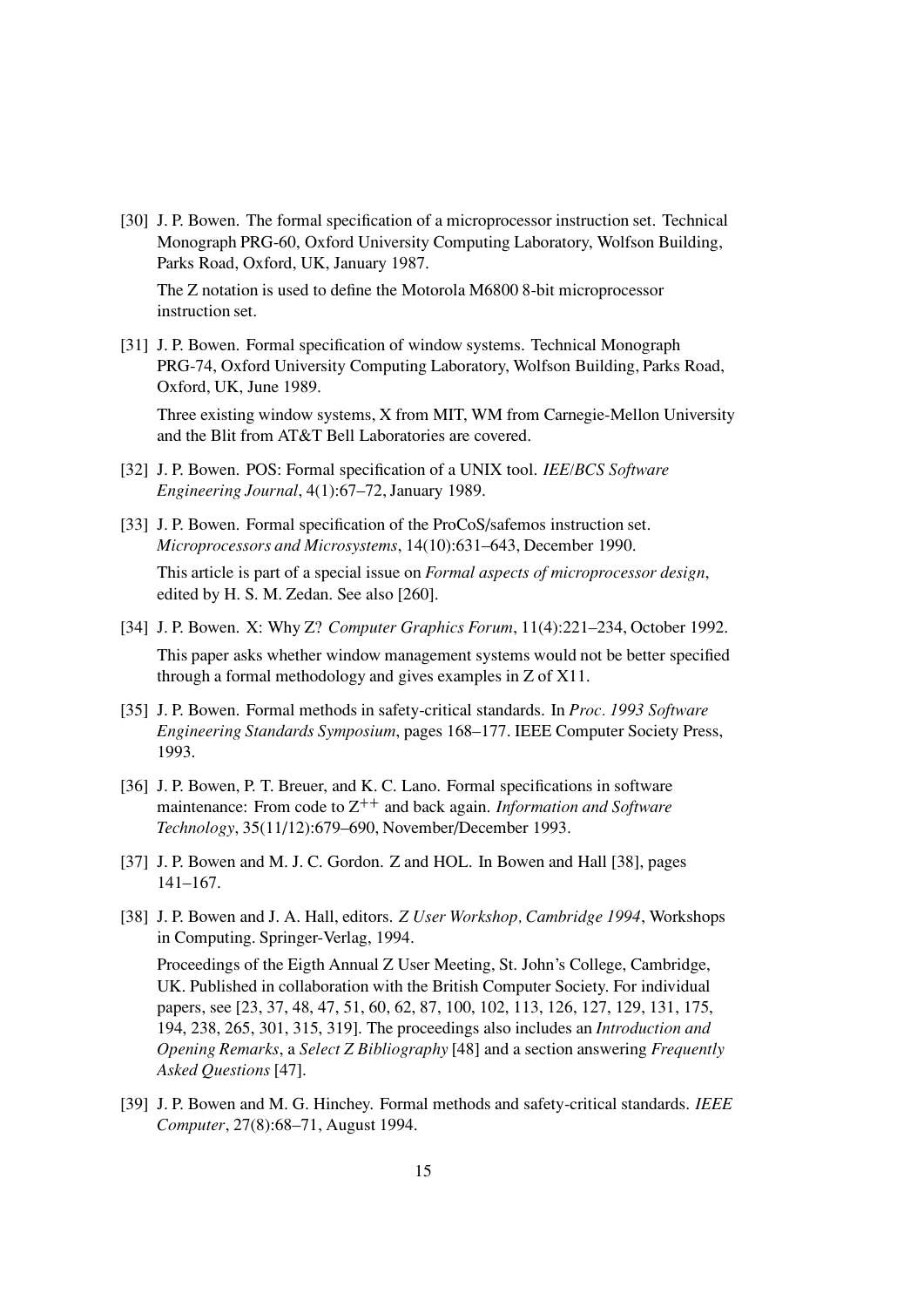[30] J. P. Bowen. The formal specification of a microprocessor instruction set. Technical Monograph PRG-60, Oxford University Computing Laboratory, Wolfson Building, Parks Road, Oxford, UK, January 1987.

The Z notation is used to define the Motorola M6800 8-bit microprocessor instruction set.

[31] J. P. Bowen. Formal specification of window systems. Technical Monograph PRG-74, Oxford University Computing Laboratory, Wolfson Building, Parks Road, Oxford, UK, June 1989.

Three existing window systems, X from MIT, WM from Carnegie-Mellon University and the Blit from AT&T Bell Laboratories are covered.

[32] J. P. Bowen. POS: Formal specification of a UNIX tool. *IEE/BCS Software Engineering Journal*, 4(1):67–72, January 1989.

[33] J. P. Bowen. Formal specification of the ProCoS/safemos instruction set. *Microprocessors and Microsystems*, 14(10):631–643, December 1990.

This article is part of a special issue on *Formal aspects of microprocessor design*, edited by H. S. M. Zedan. See also [260].

[34] J. P. Bowen. X: Why Z? *Computer Graphics Forum*, 11(4):221–234, October 1992.

This paper asks whether window management systems would not be better specified through a formal methodology and gives examples in Z of X11.

[35] J. P. Bowen. Formal methods in safety-critical standards. In *Proc. 1993 Software Engineering Standards Symposium*, pages 168–177. IEEE Computer Society Press, 1993.

[36] J. P. Bowen, P. T. Breuer, and K. C. Lano. Formal specifications in software maintenance: From code to $Z^{++}$ and back again. *Information and Software Technology*, 35(11/12):679–690, November/December 1993.

[37] J. P. Bowen and M. J. C. Gordon. Z and HOL. In Bowen and Hall [38], pages 141–167.

[38] J. P. Bowen and J. A. Hall, editors. *Z User Workshop, Cambridge 1994*, Workshops in Computing. Springer-Verlag, 1994.

Proceedings of the Eigth Annual Z User Meeting, St. John's College, Cambridge, UK. Published in collaboration with the British Computer Society. For individual papers, see [23, 37, 48, 47, 51, 60, 62, 87, 100, 102, 113, 126, 127, 129, 131, 175, 194, 238, 265, 301, 315, 319]. The proceedings also includes an *Introduction and Opening Remarks*, a *Select Z Bibliography* [48] and a section answering *Frequently Asked Questions* [47].

[39] J. P. Bowen and M. G. Hinchey. Formal methods and safety-critical standards. *IEEE Computer*, 27(8):68–71, August 1994.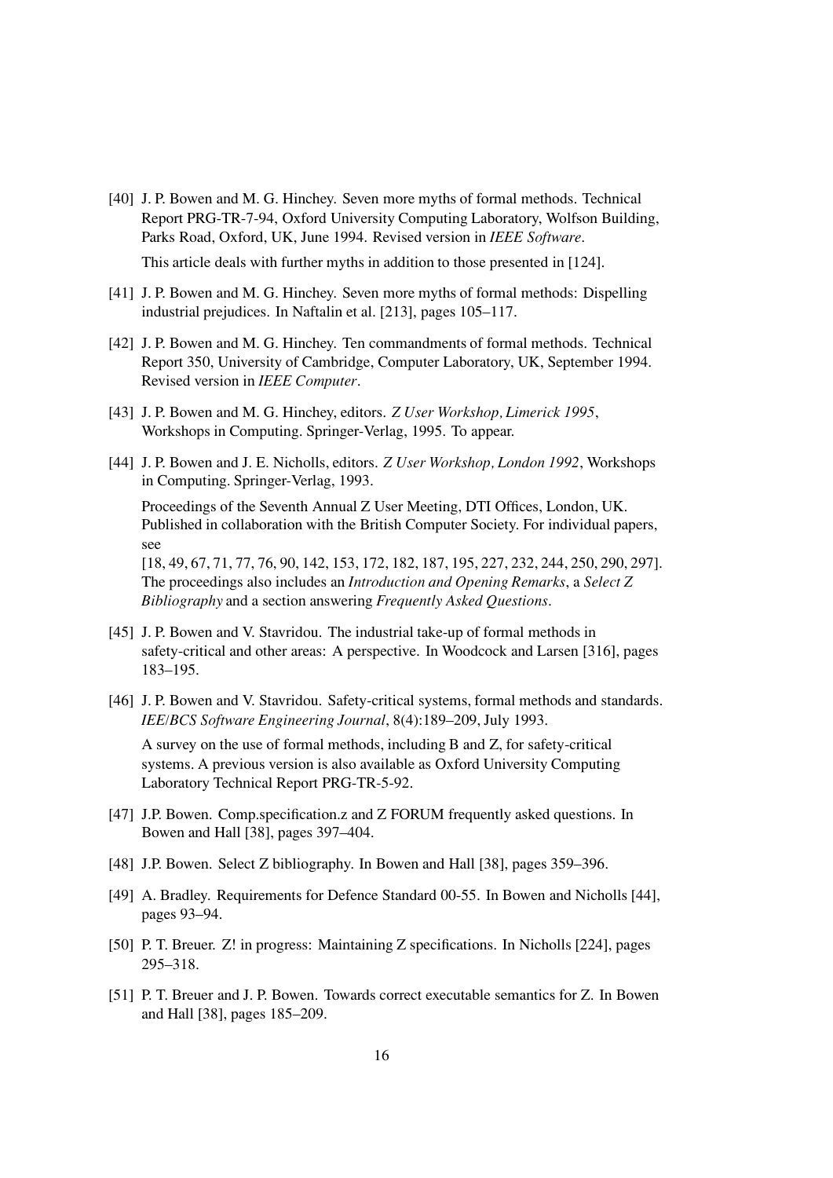[40] J. P. Bowen and M. G. Hinchey. Seven more myths of formal methods. Technical Report PRG-TR-7-94, Oxford University Computing Laboratory, Wolfson Building, Parks Road, Oxford, UK, June 1994. Revised version in *IEEE Software*.

This article deals with further myths in addition to those presented in [124].

[41] J. P. Bowen and M. G. Hinchey. Seven more myths of formal methods: Dispelling industrial prejudices. In Naftalin et al. [213], pages 105–117.

[42] J. P. Bowen and M. G. Hinchey. Ten commandments of formal methods. Technical Report 350, University of Cambridge, Computer Laboratory, UK, September 1994. Revised version in *IEEE Computer*.

[43] J. P. Bowen and M. G. Hinchey, editors. *Z User Workshop, Limerick 1995*, Workshops in Computing. Springer-Verlag, 1995. To appear.

[44] J. P. Bowen and J. E. Nicholls, editors. *Z User Workshop, London 1992*, Workshops in Computing. Springer-Verlag, 1993.

Proceedings of the Seventh Annual Z User Meeting, DTI Offices, London, UK. Published in collaboration with the British Computer Society. For individual papers, see [18, 49, 67, 71, 77, 76, 90, 142, 153, 172, 182, 187, 195, 227, 232, 244, 250, 290, 297]. The proceedings also includes an *Introduction and Opening Remarks*, a *Select Z Bibliography* and a section answering *Frequently Asked Questions*.

[45] J. P. Bowen and V. Stavridou. The industrial take-up of formal methods in safety-critical and other areas: A perspective. In Woodcock and Larsen [316], pages 183–195.

[46] J. P. Bowen and V. Stavridou. Safety-critical systems, formal methods and standards. *IEE/BCS Software Engineering Journal*, 8(4):189–209, July 1993.

A survey on the use of formal methods, including B and Z, for safety-critical systems. A previous version is also available as Oxford University Computing Laboratory Technical Report PRG-TR-5-92.

[47] J.P. Bowen. Comp.specification.z and Z FORUM frequently asked questions. In Bowen and Hall [38], pages 397–404.

[48] J.P. Bowen. Select Z bibliography. In Bowen and Hall [38], pages 359–396.

[49] A. Bradley. Requirements for Defence Standard 00-55. In Bowen and Nicholls [44], pages 93–94.

[50] P. T. Breuer. Z! in progress: Maintaining Z specifications. In Nicholls [224], pages 295–318.

[51] P. T. Breuer and J. P. Bowen. Towards correct executable semantics for Z. In Bowen and Hall [38], pages 185–209.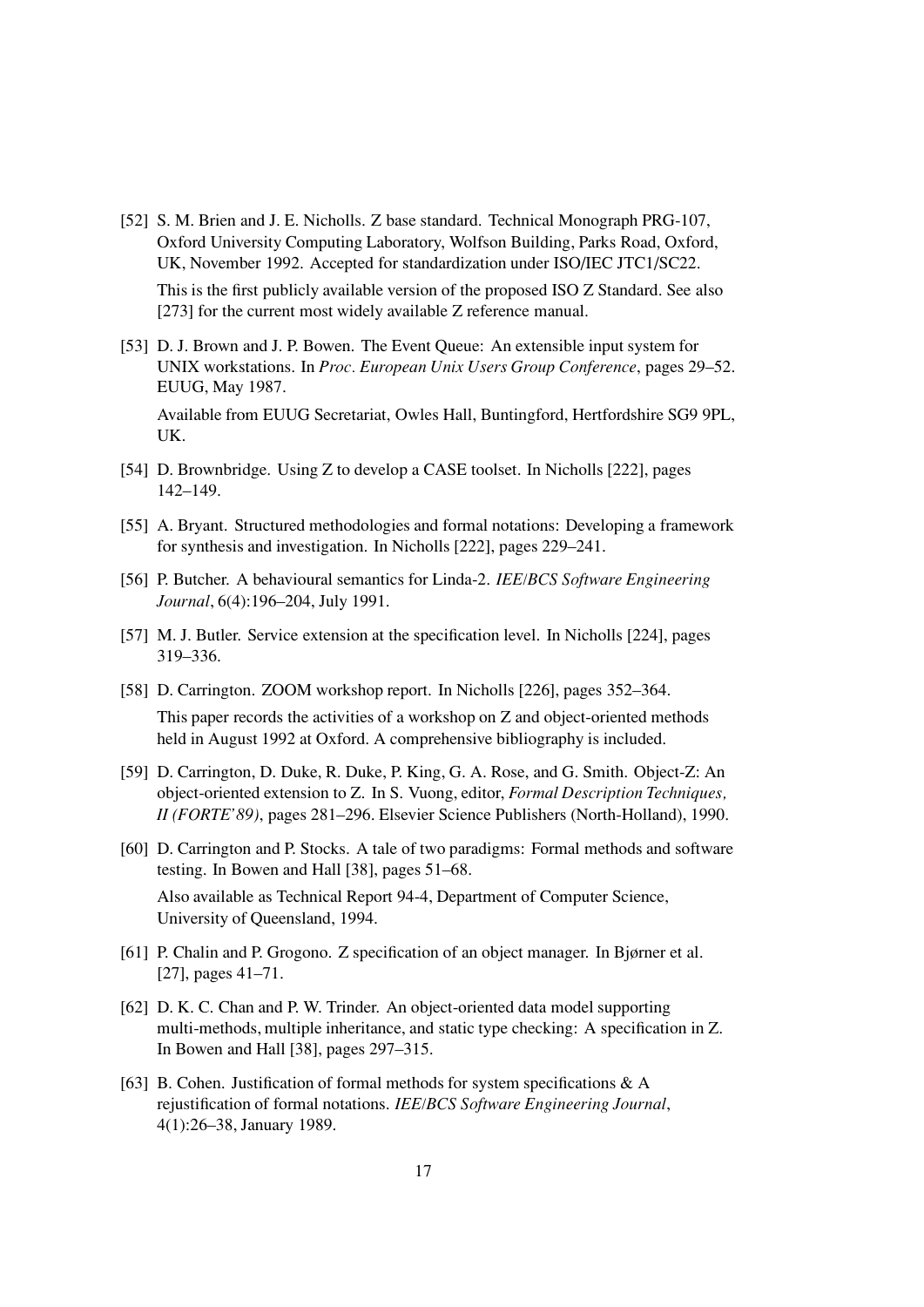[52] S. M. Brien and J. E. Nicholls. Z base standard. Technical Monograph PRG-107, Oxford University Computing Laboratory, Wolfson Building, Parks Road, Oxford, UK, November 1992. Accepted for standardization under ISO/IEC JTC1/SC22.

This is the first publicly available version of the proposed ISO Z Standard. See also [273] for the current most widely available Z reference manual.

[53] D. J. Brown and J. P. Bowen. The Event Queue: An extensible input system for UNIX workstations. In *Proc. European Unix Users Group Conference*, pages 29–52. EUUG, May 1987.

Available from EUUG Secretariat, Owles Hall, Buntingford, Hertfordshire SG9 9PL, UK.

[54] D. Brownbridge. Using Z to develop a CASE toolset. In Nicholls [222], pages 142–149.

[55] A. Bryant. Structured methodologies and formal notations: Developing a framework for synthesis and investigation. In Nicholls [222], pages 229–241.

[56] P. Butcher. A behavioural semantics for Linda-2. *IEE/BCS Software Engineering Journal*, 6(4):196–204, July 1991.

[57] M. J. Butler. Service extension at the specification level. In Nicholls [224], pages 319–336.

[58] D. Carrington. ZOOM workshop report. In Nicholls [226], pages 352–364.

This paper records the activities of a workshop on Z and object-oriented methods held in August 1992 at Oxford. A comprehensive bibliography is included.

[59] D. Carrington, D. Duke, R. Duke, P. King, G. A. Rose, and G. Smith. Object-Z: An object-oriented extension to Z. In S. Vuong, editor, *Formal Description Techniques, II (FORTE'89)*, pages 281–296. Elsevier Science Publishers (North-Holland), 1990.

[60] D. Carrington and P. Stocks. A tale of two paradigms: Formal methods and software testing. In Bowen and Hall [38], pages 51–68.

Also available as Technical Report 94-4, Department of Computer Science, University of Queensland, 1994.

[61] P. Chalin and P. Grogono. Z specification of an object manager. In Bjørner et al. [27], pages 41–71.

[62] D. K. C. Chan and P. W. Trinder. An object-oriented data model supporting multi-methods, multiple inheritance, and static type checking: A specification in Z. In Bowen and Hall [38], pages 297–315.

[63] B. Cohen. Justification of formal methods for system specifications & A rejustification of formal notations. *IEE/BCS Software Engineering Journal*, 4(1):26–38, January 1989.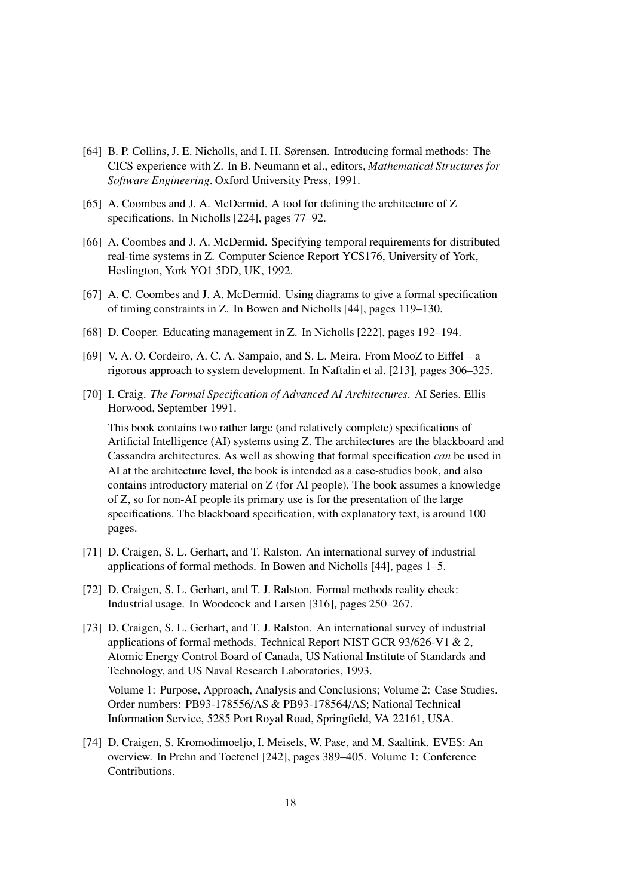[64] B. P. Collins, J. E. Nicholls, and I. H. Sørensen. Introducing formal methods: The CICS experience with Z. In B. Neumann et al., editors, *Mathematical Structures for Software Engineering*. Oxford University Press, 1991.

[65] A. Coombes and J. A. McDermid. A tool for defining the architecture of Z specifications. In Nicholls [224], pages 77–92.

[66] A. Coombes and J. A. McDermid. Specifying temporal requirements for distributed real-time systems in Z. Computer Science Report YCS176, University of York, Heslington, York YO1 5DD, UK, 1992.

[67] A. C. Coombes and J. A. McDermid. Using diagrams to give a formal specification of timing constraints in Z. In Bowen and Nicholls [44], pages 119–130.

[68] D. Cooper. Educating management in Z. In Nicholls [222], pages 192–194.

[69] V. A. O. Cordeiro, A. C. A. Sampaio, and S. L. Meira. From MooZ to Eiffel – a rigorous approach to system development. In Naftalin et al. [213], pages 306–325.

[70] I. Craig. *The Formal Specification of Advanced AI Architectures*. AI Series. Ellis Horwood, September 1991.

This book contains two rather large (and relatively complete) specifications of Artificial Intelligence (AI) systems using Z. The architectures are the blackboard and Cassandra architectures. As well as showing that formal specification *can* be used in AI at the architecture level, the book is intended as a case-studies book, and also contains introductory material on Z (for AI people). The book assumes a knowledge of Z, so for non-AI people its primary use is for the presentation of the large specifications. The blackboard specification, with explanatory text, is around 100 pages.

[71] D. Craigen, S. L. Gerhart, and T. Ralston. An international survey of industrial applications of formal methods. In Bowen and Nicholls [44], pages 1–5.

[72] D. Craigen, S. L. Gerhart, and T. J. Ralston. Formal methods reality check: Industrial usage. In Woodcock and Larsen [316], pages 250–267.

[73] D. Craigen, S. L. Gerhart, and T. J. Ralston. An international survey of industrial applications of formal methods. Technical Report NIST GCR 93/626-V1 & 2, Atomic Energy Control Board of Canada, US National Institute of Standards and Technology, and US Naval Research Laboratories, 1993.

Volume 1: Purpose, Approach, Analysis and Conclusions; Volume 2: Case Studies. Order numbers: PB93-178556/AS & PB93-178564/AS; National Technical Information Service, 5285 Port Royal Road, Springfield, VA 22161, USA.

[74] D. Craigen, S. Kromodimoeljo, I. Meisels, W. Pase, and M. Saaltink. EVES: An overview. In Prehn and Toetenel [242], pages 389–405. Volume 1: Conference Contributions.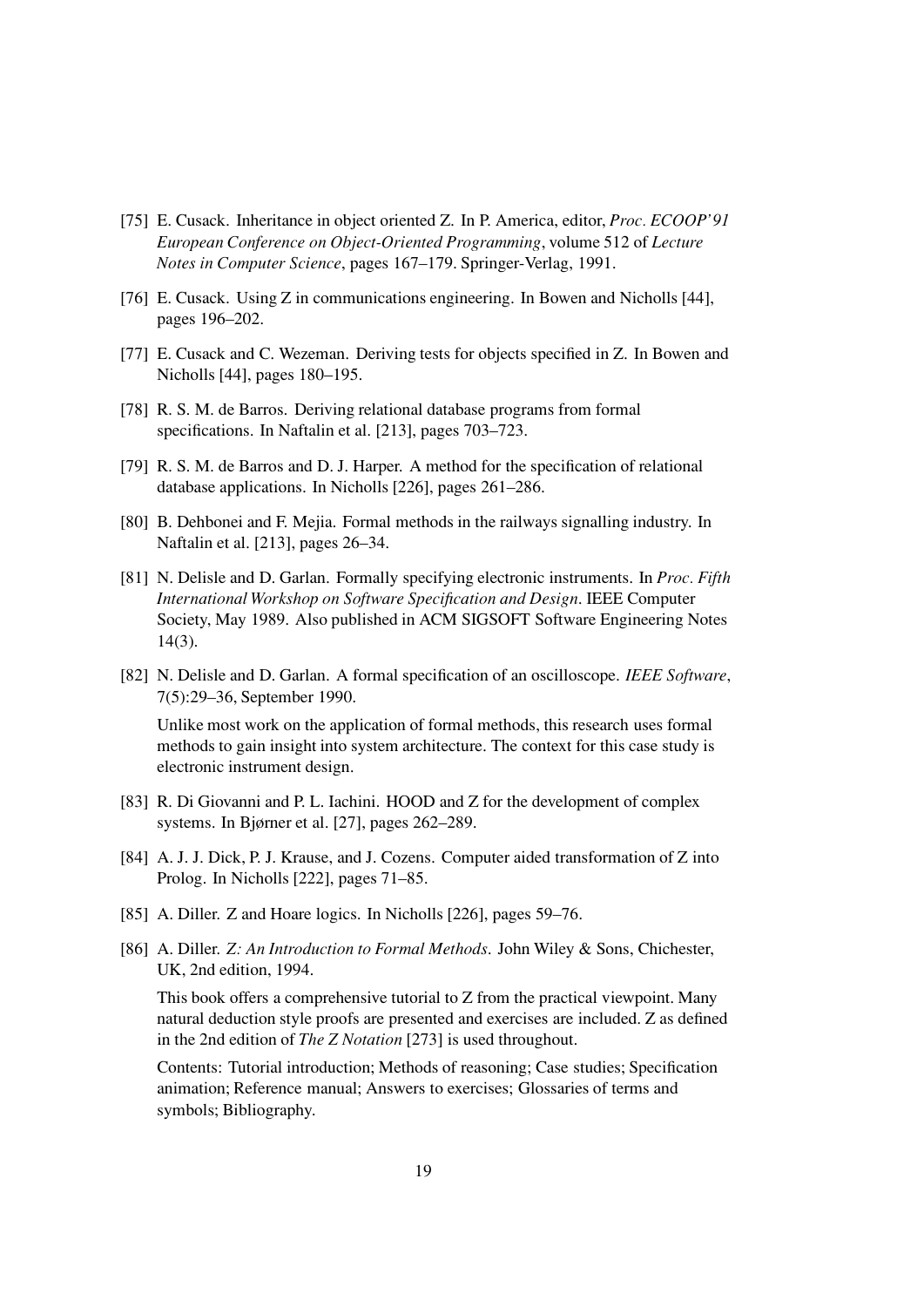[75] E. Cusack. Inheritance in object oriented Z. In P. America, editor, *Proc. ECOOP'91 European Conference on Object-Oriented Programming*, volume 512 of *Lecture Notes in Computer Science*, pages 167–179. Springer-Verlag, 1991.

[76] E. Cusack. Using Z in communications engineering. In Bowen and Nicholls [44], pages 196–202.

[77] E. Cusack and C. Wezeman. Deriving tests for objects specified in Z. In Bowen and Nicholls [44], pages 180–195.

[78] R. S. M. de Barros. Deriving relational database programs from formal specifications. In Naftalin et al. [213], pages 703–723.

[79] R. S. M. de Barros and D. J. Harper. A method for the specification of relational database applications. In Nicholls [226], pages 261–286.

[80] B. Dehbonei and F. Mejia. Formal methods in the railways signalling industry. In Naftalin et al. [213], pages 26–34.

[81] N. Delisle and D. Garlan. Formally specifying electronic instruments. In *Proc. Fifth International Workshop on Software Specification and Design*. IEEE Computer Society, May 1989. Also published in ACM SIGSOFT Software Engineering Notes 14(3).

[82] N. Delisle and D. Garlan. A formal specification of an oscilloscope. *IEEE Software*, 7(5):29–36, September 1990.

Unlike most work on the application of formal methods, this research uses formal methods to gain insight into system architecture. The context for this case study is electronic instrument design.

[83] R. Di Giovanni and P. L. Iachini. HOOD and Z for the development of complex systems. In Bjørner et al. [27], pages 262–289.

[84] A. J. J. Dick, P. J. Krause, and J. Cozens. Computer aided transformation of Z into Prolog. In Nicholls [222], pages 71–85.

[85] A. Diller. Z and Hoare logics. In Nicholls [226], pages 59–76.

[86] A. Diller. *Z: An Introduction to Formal Methods*. John Wiley & Sons, Chichester, UK, 2nd edition, 1994.

This book offers a comprehensive tutorial to Z from the practical viewpoint. Many natural deduction style proofs are presented and exercises are included. Z as defined in the 2nd edition of *The Z Notation* [273] is used throughout.

Contents: Tutorial introduction; Methods of reasoning; Case studies; Specification animation; Reference manual; Answers to exercises; Glossaries of terms and symbols; Bibliography.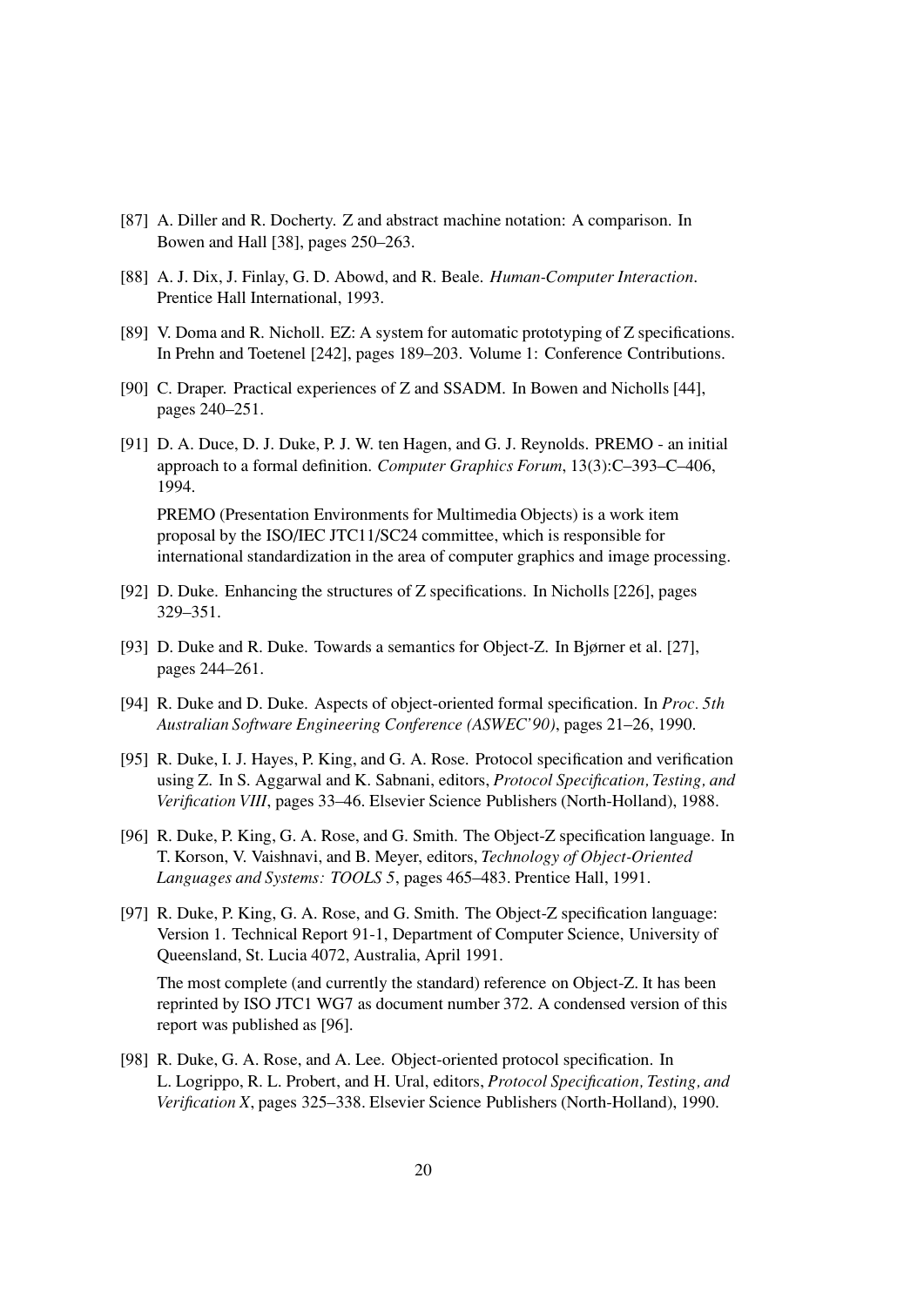[87] A. Diller and R. Docherty. Z and abstract machine notation: A comparison. In Bowen and Hall [38], pages 250–263.

[88] A. J. Dix, J. Finlay, G. D. Abowd, and R. Beale. *Human-Computer Interaction*. Prentice Hall International, 1993.

[89] V. Doma and R. Nicholl. EZ: A system for automatic prototyping of Z specifications. In Prehn and Toetenel [242], pages 189–203. Volume 1: Conference Contributions.

[90] C. Draper. Practical experiences of Z and SSADM. In Bowen and Nicholls [44], pages 240–251.

[91] D. A. Duce, D. J. Duke, P. J. W. ten Hagen, and G. J. Reynolds. PREMO - an initial approach to a formal definition. *Computer Graphics Forum*, 13(3):C–393–C–406, 1994.

PREMO (Presentation Environments for Multimedia Objects) is a work item proposal by the ISO/IEC JTC11/SC24 committee, which is responsible for international standardization in the area of computer graphics and image processing.

[92] D. Duke. Enhancing the structures of Z specifications. In Nicholls [226], pages 329–351.

[93] D. Duke and R. Duke. Towards a semantics for Object-Z. In Bjørner et al. [27], pages 244–261.

[94] R. Duke and D. Duke. Aspects of object-oriented formal specification. In *Proc. 5th Australian Software Engineering Conference (ASWEC'90)*, pages 21–26, 1990.

[95] R. Duke, I. J. Hayes, P. King, and G. A. Rose. Protocol specification and verification using Z. In S. Aggarwal and K. Sabnani, editors, *Protocol Specification, Testing, and Verification VIII*, pages 33–46. Elsevier Science Publishers (North-Holland), 1988.

[96] R. Duke, P. King, G. A. Rose, and G. Smith. The Object-Z specification language. In T. Korson, V. Vaishnavi, and B. Meyer, editors, *Technology of Object-Oriented Languages and Systems: TOOLS 5*, pages 465–483. Prentice Hall, 1991.

[97] R. Duke, P. King, G. A. Rose, and G. Smith. The Object-Z specification language: Version 1. Technical Report 91-1, Department of Computer Science, University of Queensland, St. Lucia 4072, Australia, April 1991.

The most complete (and currently the standard) reference on Object-Z. It has been reprinted by ISO JTC1 WG7 as document number 372. A condensed version of this report was published as [96].

[98] R. Duke, G. A. Rose, and A. Lee. Object-oriented protocol specification. In L. Logrippo, R. L. Probert, and H. Ural, editors, *Protocol Specification, Testing, and Verification X*, pages 325–338. Elsevier Science Publishers (North-Holland), 1990.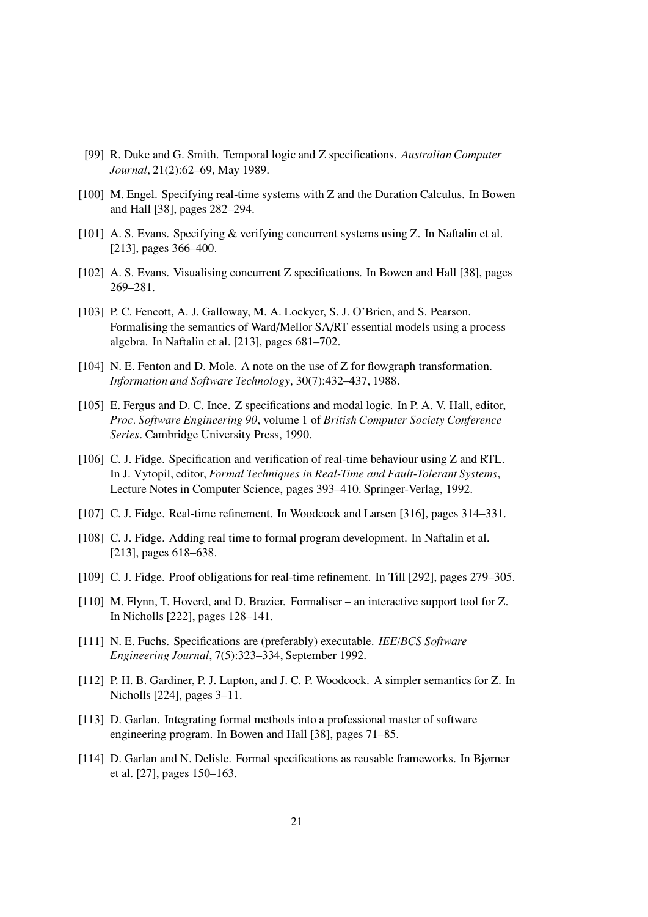[99] R. Duke and G. Smith. Temporal logic and Z specifications. *Australian Computer Journal*, 21(2):62–69, May 1989.

[100] M. Engel. Specifying real-time systems with Z and the Duration Calculus. In Bowen and Hall [38], pages 282–294.

[101] A. S. Evans. Specifying & verifying concurrent systems using Z. In Naftalin et al. [213], pages 366–400.

[102] A. S. Evans. Visualising concurrent Z specifications. In Bowen and Hall [38], pages 269–281.

[103] P. C. Fencott, A. J. Galloway, M. A. Lockyer, S. J. O'Brien, and S. Pearson. Formalising the semantics of Ward/Mellor SA/RT essential models using a process algebra. In Naftalin et al. [213], pages 681–702.

[104] N. E. Fenton and D. Mole. A note on the use of Z for flowgraph transformation. *Information and Software Technology*, 30(7):432–437, 1988.

[105] E. Fergus and D. C. Ince. Z specifications and modal logic. In P. A. V. Hall, editor, *Proc. Software Engineering 90*, volume 1 of *British Computer Society Conference Series*. Cambridge University Press, 1990.

[106] C. J. Fidge. Specification and verification of real-time behaviour using Z and RTL. In J. Vytopil, editor, *Formal Techniques in Real-Time and Fault-Tolerant Systems*, Lecture Notes in Computer Science, pages 393–410. Springer-Verlag, 1992.

[107] C. J. Fidge. Real-time refinement. In Woodcock and Larsen [316], pages 314–331.

[108] C. J. Fidge. Adding real time to formal program development. In Naftalin et al. [213], pages 618–638.

[109] C. J. Fidge. Proof obligations for real-time refinement. In Till [292], pages 279–305.

[110] M. Flynn, T. Hoverd, and D. Brazier. Formaliser – an interactive support tool for Z. In Nicholls [222], pages 128–141.

[111] N. E. Fuchs. Specifications are (preferably) executable. *IEE/BCS Software Engineering Journal*, 7(5):323–334, September 1992.

[112] P. H. B. Gardiner, P. J. Lupton, and J. C. P. Woodcock. A simpler semantics for Z. In Nicholls [224], pages 3–11.

[113] D. Garlan. Integrating formal methods into a professional master of software engineering program. In Bowen and Hall [38], pages 71–85.

[114] D. Garlan and N. Delisle. Formal specifications as reusable frameworks. In Bjørner et al. [27], pages 150–163.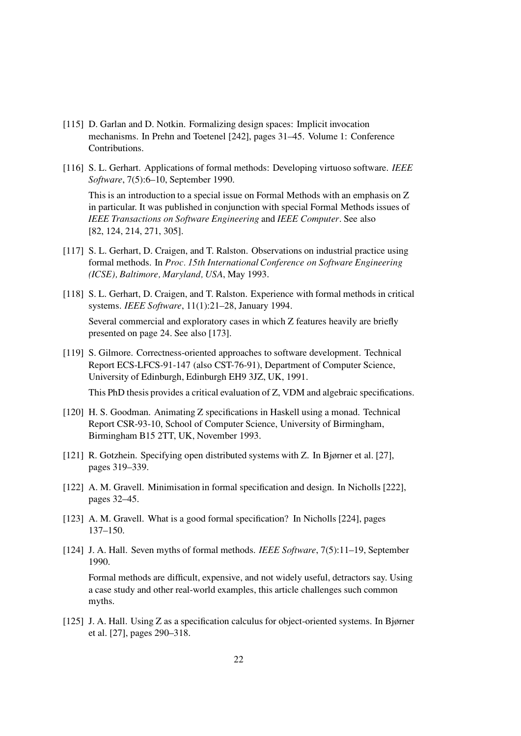[115] D. Garlan and D. Notkin. Formalizing design spaces: Implicit invocation mechanisms. In Prehn and Toetenel [242], pages 31–45. Volume 1: Conference Contributions.

[116] S. L. Gerhart. Applications of formal methods: Developing virtuoso software. *IEEE Software*, 7(5):6–10, September 1990.

This is an introduction to a special issue on Formal Methods with an emphasis on Z in particular. It was published in conjunction with special Formal Methods issues of *IEEE Transactions on Software Engineering* and *IEEE Computer*. See also [82, 124, 214, 271, 305].

[117] S. L. Gerhart, D. Craigen, and T. Ralston. Observations on industrial practice using formal methods. In *Proc. 15th International Conference on Software Engineering (ICSE), Baltimore, Maryland, USA*, May 1993.

[118] S. L. Gerhart, D. Craigen, and T. Ralston. Experience with formal methods in critical systems. *IEEE Software*, 11(1):21–28, January 1994.

Several commercial and exploratory cases in which Z features heavily are briefly presented on page 24. See also [173].

[119] S. Gilmore. Correctness-oriented approaches to software development. Technical Report ECS-LFCS-91-147 (also CST-76-91), Department of Computer Science, University of Edinburgh, Edinburgh EH9 3JZ, UK, 1991.

This PhD thesis provides a critical evaluation of Z, VDM and algebraic specifications.

[120] H. S. Goodman. Animating Z specifications in Haskell using a monad. Technical Report CSR-93-10, School of Computer Science, University of Birmingham, Birmingham B15 2TT, UK, November 1993.

[121] R. Gotzhein. Specifying open distributed systems with Z. In Bjørner et al. [27], pages 319–339.

[122] A. M. Gravell. Minimisation in formal specification and design. In Nicholls [222], pages 32–45.

[123] A. M. Gravell. What is a good formal specification? In Nicholls [224], pages 137–150.

[124] J. A. Hall. Seven myths of formal methods. *IEEE Software*, 7(5):11–19, September 1990.

Formal methods are difficult, expensive, and not widely useful, detractors say. Using a case study and other real-world examples, this article challenges such common myths.

[125] J. A. Hall. Using Z as a specification calculus for object-oriented systems. In Bjørner et al. [27], pages 290–318.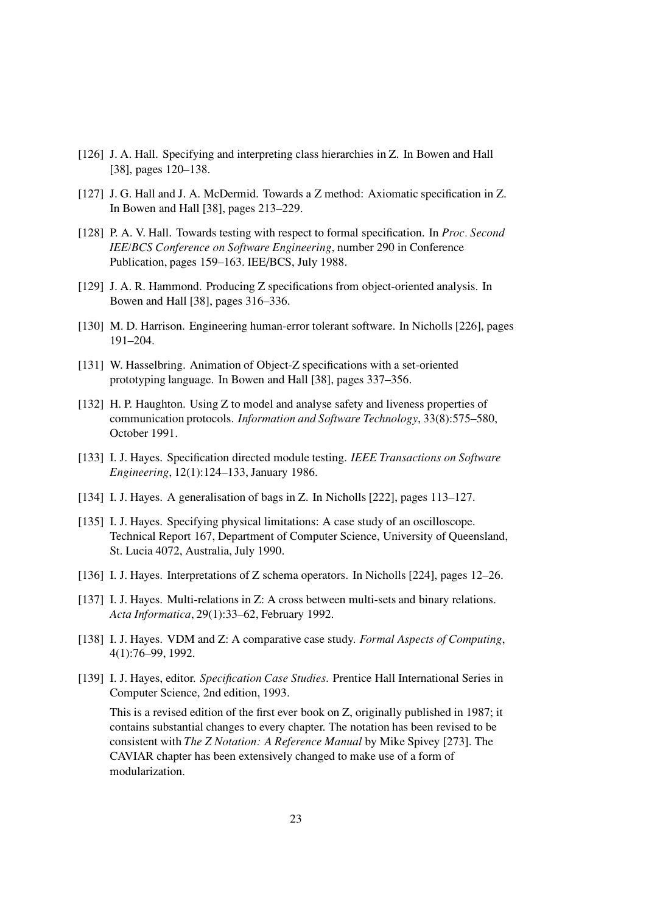[126] J. A. Hall. Specifying and interpreting class hierarchies in Z. In Bowen and Hall [38], pages 120–138.

[127] J. G. Hall and J. A. McDermid. Towards a Z method: Axiomatic specification in Z. In Bowen and Hall [38], pages 213–229.

[128] P. A. V. Hall. Towards testing with respect to formal specification. In *Proc. Second IEE/BCS Conference on Software Engineering*, number 290 in Conference Publication, pages 159–163. IEE/BCS, July 1988.

[129] J. A. R. Hammond. Producing Z specifications from object-oriented analysis. In Bowen and Hall [38], pages 316–336.

[130] M. D. Harrison. Engineering human-error tolerant software. In Nicholls [226], pages 191–204.

[131] W. Hasselbring. Animation of Object-Z specifications with a set-oriented prototyping language. In Bowen and Hall [38], pages 337–356.

[132] H. P. Haughton. Using Z to model and analyse safety and liveness properties of communication protocols. *Information and Software Technology*, 33(8):575–580, October 1991.

[133] I. J. Hayes. Specification directed module testing. *IEEE Transactions on Software Engineering*, 12(1):124–133, January 1986.

[134] I. J. Hayes. A generalisation of bags in Z. In Nicholls [222], pages 113–127.

[135] I. J. Hayes. Specifying physical limitations: A case study of an oscilloscope. Technical Report 167, Department of Computer Science, University of Queensland, St. Lucia 4072, Australia, July 1990.

[136] I. J. Hayes. Interpretations of Z schema operators. In Nicholls [224], pages 12–26.

[137] I. J. Hayes. Multi-relations in Z: A cross between multi-sets and binary relations. *Acta Informatica*, 29(1):33–62, February 1992.

[138] I. J. Hayes. VDM and Z: A comparative case study. *Formal Aspects of Computing*, 4(1):76–99, 1992.

[139] I. J. Hayes, editor. *Specification Case Studies*. Prentice Hall International Series in Computer Science, 2nd edition, 1993.

This is a revised edition of the first ever book on Z, originally published in 1987; it contains substantial changes to every chapter. The notation has been revised to be consistent with *The Z Notation: A Reference Manual* by Mike Spivey [273]. The CAVIAR chapter has been extensively changed to make use of a form of modularization.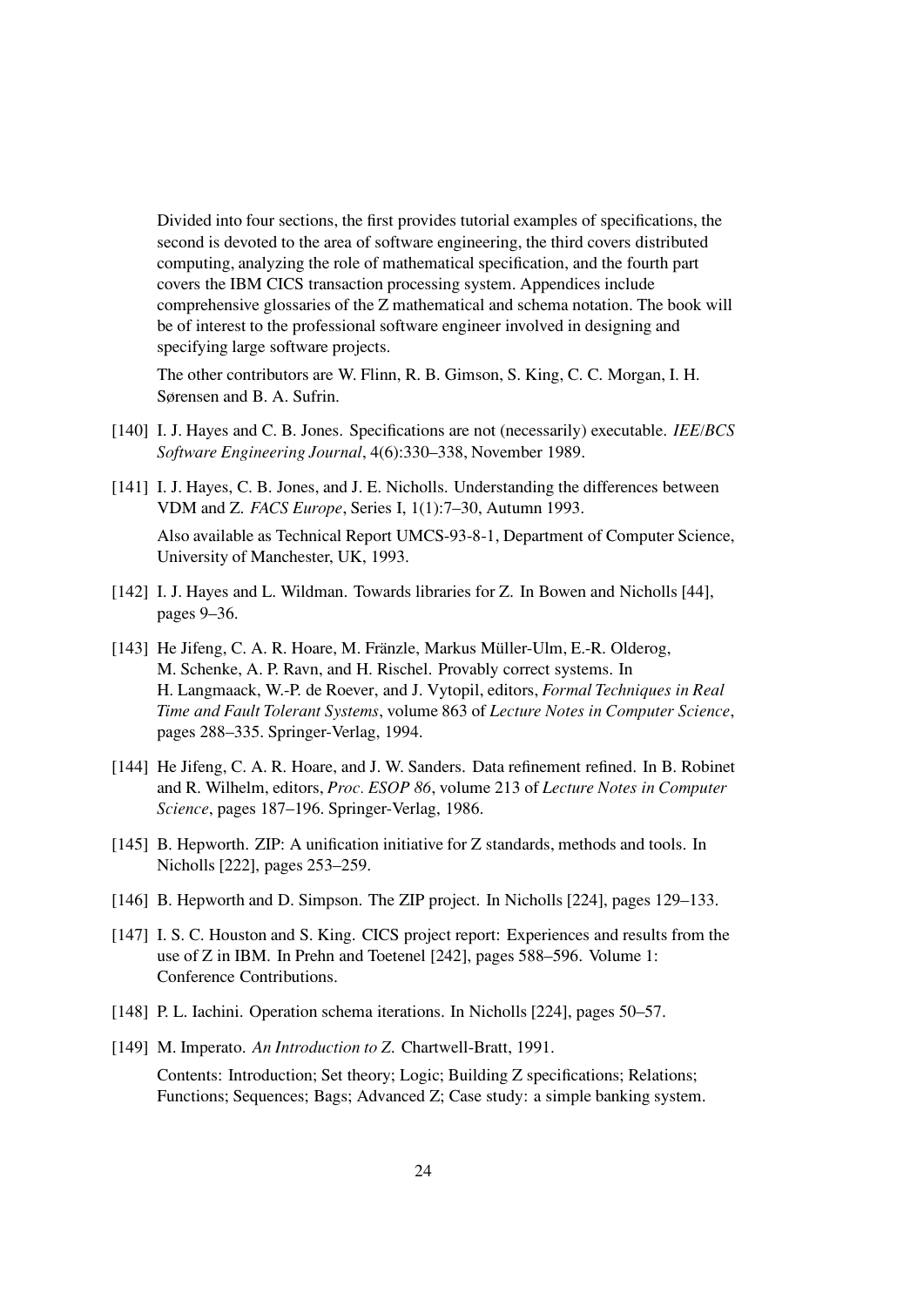Divided into four sections, the first provides tutorial examples of specifications, the second is devoted to the area of software engineering, the third covers distributed computing, analyzing the role of mathematical specification, and the fourth part covers the IBM CICS transaction processing system. Appendices include comprehensive glossaries of the Z mathematical and schema notation. The book will be of interest to the professional software engineer involved in designing and specifying large software projects.

The other contributors are W. Flinn, R. B. Gimson, S. King, C. C. Morgan, I. H. Sørensen and B. A. Sufrin.

[140] I. J. Hayes and C. B. Jones. Specifications are not (necessarily) executable. *IEE/BCS Software Engineering Journal*, 4(6):330–338, November 1989.

[141] I. J. Hayes, C. B. Jones, and J. E. Nicholls. Understanding the differences between VDM and Z. *FACS Europe*, Series I, 1(1):7–30, Autumn 1993.

Also available as Technical Report UMCS-93-8-1, Department of Computer Science, University of Manchester, UK, 1993.

[142] I. J. Hayes and L. Wildman. Towards libraries for Z. In Bowen and Nicholls [44], pages 9–36.

[143] He Jifeng, C. A. R. Hoare, M. Fränzle, Markus Müller-Ulm, E.-R. Olderog, M. Schenke, A. P. Ravn, and H. Rischel. Provably correct systems. In H. Langmaack, W.-P. de Roever, and J. Vytopil, editors, *Formal Techniques in Real Time and Fault Tolerant Systems*, volume 863 of *Lecture Notes in Computer Science*, pages 288–335. Springer-Verlag, 1994.

[144] He Jifeng, C. A. R. Hoare, and J. W. Sanders. Data refinement refined. In B. Robinet and R. Wilhelm, editors, *Proc. ESOP 86*, volume 213 of *Lecture Notes in Computer Science*, pages 187–196. Springer-Verlag, 1986.

[145] B. Hepworth. ZIP: A unification initiative for Z standards, methods and tools. In Nicholls [222], pages 253–259.

[146] B. Hepworth and D. Simpson. The ZIP project. In Nicholls [224], pages 129–133.

[147] I. S. C. Houston and S. King. CICS project report: Experiences and results from the use of Z in IBM. In Prehn and Toetenel [242], pages 588–596. Volume 1: Conference Contributions.

[148] P. L. Iachini. Operation schema iterations. In Nicholls [224], pages 50–57.

[149] M. Imperato. *An Introduction to Z.* Chartwell-Bratt, 1991.

Contents: Introduction; Set theory; Logic; Building Z specifications; Relations; Functions; Sequences; Bags; Advanced Z; Case study: a simple banking system.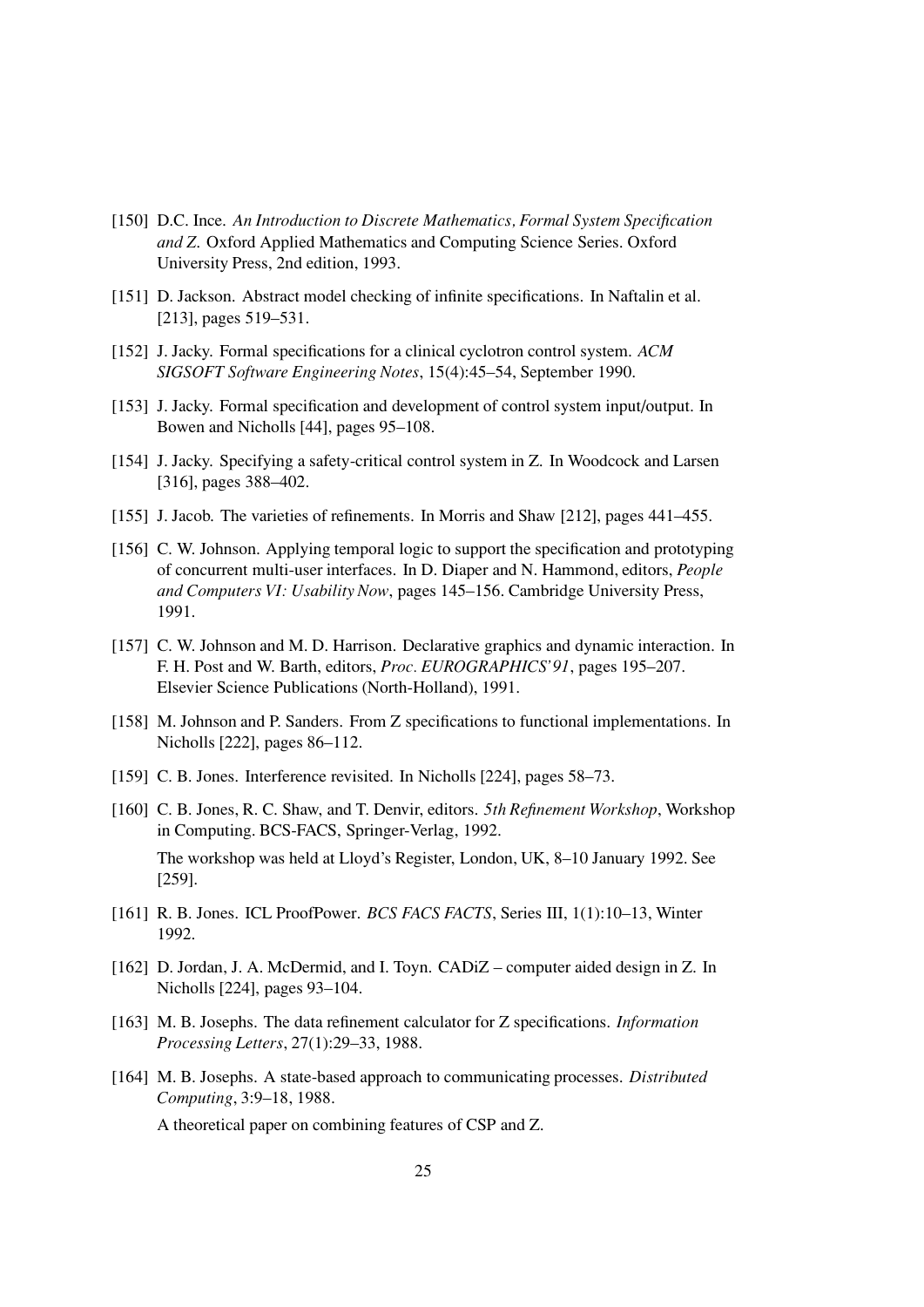[150] D.C. Ince. *An Introduction to Discrete Mathematics, Formal System Specification and Z*. Oxford Applied Mathematics and Computing Science Series. Oxford University Press, 2nd edition, 1993.

[151] D. Jackson. Abstract model checking of infinite specifications. In Naftalin et al. [213], pages 519–531.

[152] J. Jacky. Formal specifications for a clinical cyclotron control system. *ACM SIGSOFT Software Engineering Notes*, 15(4):45–54, September 1990.

[153] J. Jacky. Formal specification and development of control system input/output. In Bowen and Nicholls [44], pages 95–108.

[154] J. Jacky. Specifying a safety-critical control system in Z. In Woodcock and Larsen [316], pages 388–402.

[155] J. Jacob. The varieties of refinements. In Morris and Shaw [212], pages 441–455.

[156] C. W. Johnson. Applying temporal logic to support the specification and prototyping of concurrent multi-user interfaces. In D. Diaper and N. Hammond, editors, *People and Computers VI: Usability Now*, pages 145–156. Cambridge University Press, 1991.

[157] C. W. Johnson and M. D. Harrison. Declarative graphics and dynamic interaction. In F. H. Post and W. Barth, editors, *Proc. EUROGRAPHICS'91*, pages 195–207. Elsevier Science Publications (North-Holland), 1991.

[158] M. Johnson and P. Sanders. From Z specifications to functional implementations. In Nicholls [222], pages 86–112.

[159] C. B. Jones. Interference revisited. In Nicholls [224], pages 58–73.

[160] C. B. Jones, R. C. Shaw, and T. Denvir, editors. *5th Refinement Workshop*, Workshop in Computing. BCS-FACS, Springer-Verlag, 1992.

The workshop was held at Lloyd's Register, London, UK, 8–10 January 1992. See [259].

[161] R. B. Jones. ICL ProofPower. *BCS FACS FACTS*, Series III, 1(1):10–13, Winter 1992.

[162] D. Jordan, J. A. McDermid, and I. Toyn. CADiZ – computer aided design in Z. In Nicholls [224], pages 93–104.

[163] M. B. Josephs. The data refinement calculator for Z specifications. *Information Processing Letters*, 27(1):29–33, 1988.

[164] M. B. Josephs. A state-based approach to communicating processes. *Distributed Computing*, 3:9–18, 1988.

A theoretical paper on combining features of CSP and Z.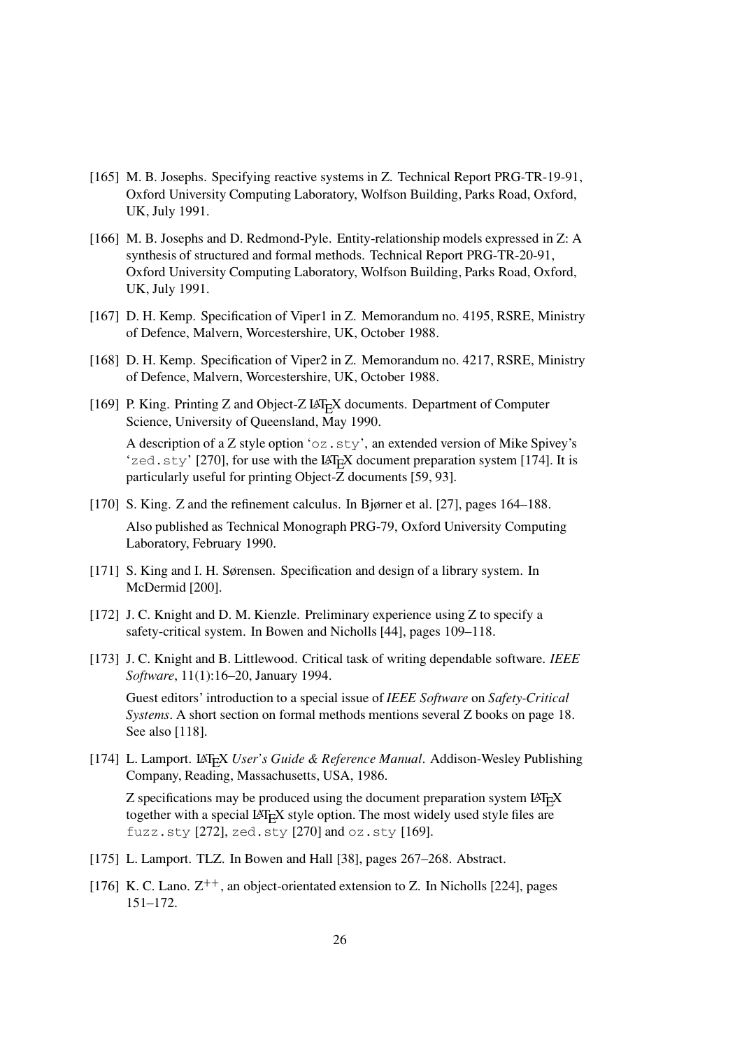[165] M. B. Josephs. Specifying reactive systems in Z. Technical Report PRG-TR-19-91, Oxford University Computing Laboratory, Wolfson Building, Parks Road, Oxford, UK, July 1991.

[166] M. B. Josephs and D. Redmond-Pyle. Entity-relationship models expressed in Z: A synthesis of structured and formal methods. Technical Report PRG-TR-20-91, Oxford University Computing Laboratory, Wolfson Building, Parks Road, Oxford, UK, July 1991.

[167] D. H. Kemp. Specification of Viper1 in Z. Memorandum no. 4195, RSRE, Ministry of Defence, Malvern, Worcestershire, UK, October 1988.

[168] D. H. Kemp. Specification of Viper2 in Z. Memorandum no. 4217, RSRE, Ministry of Defence, Malvern, Worcestershire, UK, October 1988.

[169] P. King. Printing Z and Object-Z LaTeX documents. Department of Computer Science, University of Queensland, May 1990.

A description of a Z style option '`oz.sty`', an extended version of Mike Spivey's '`zed.sty`' [270], for use with the LaTeX document preparation system [174]. It is particularly useful for printing Object-Z documents [59, 93].

[170] S. King. Z and the refinement calculus. In Bjørner et al. [27], pages 164–188.

Also published as Technical Monograph PRG-79, Oxford University Computing Laboratory, February 1990.

[171] S. King and I. H. Sørensen. Specification and design of a library system. In McDermid [200].

[172] J. C. Knight and D. M. Kienzle. Preliminary experience using Z to specify a safety-critical system. In Bowen and Nicholls [44], pages 109–118.

[173] J. C. Knight and B. Littlewood. Critical task of writing dependable software. *IEEE Software*, 11(1):16–20, January 1994.

Guest editors' introduction to a special issue of *IEEE Software* on *Safety-Critical Systems*. A short section on formal methods mentions several Z books on page 18. See also [118].

[174] L. Lamport. LaTeX *User's Guide & Reference Manual*. Addison-Wesley Publishing Company, Reading, Massachusetts, USA, 1986.

Z specifications may be produced using the document preparation system LaTeX together with a special LaTeX style option. The most widely used style files are `fuzz.sty` [272], `zed.sty` [270] and `oz.sty` [169].

[175] L. Lamport. TLZ. In Bowen and Hall [38], pages 267–268. Abstract.

[176] K. C. Lano. $Z^{++}$, an object-orientated extension to Z. In Nicholls [224], pages 151–172.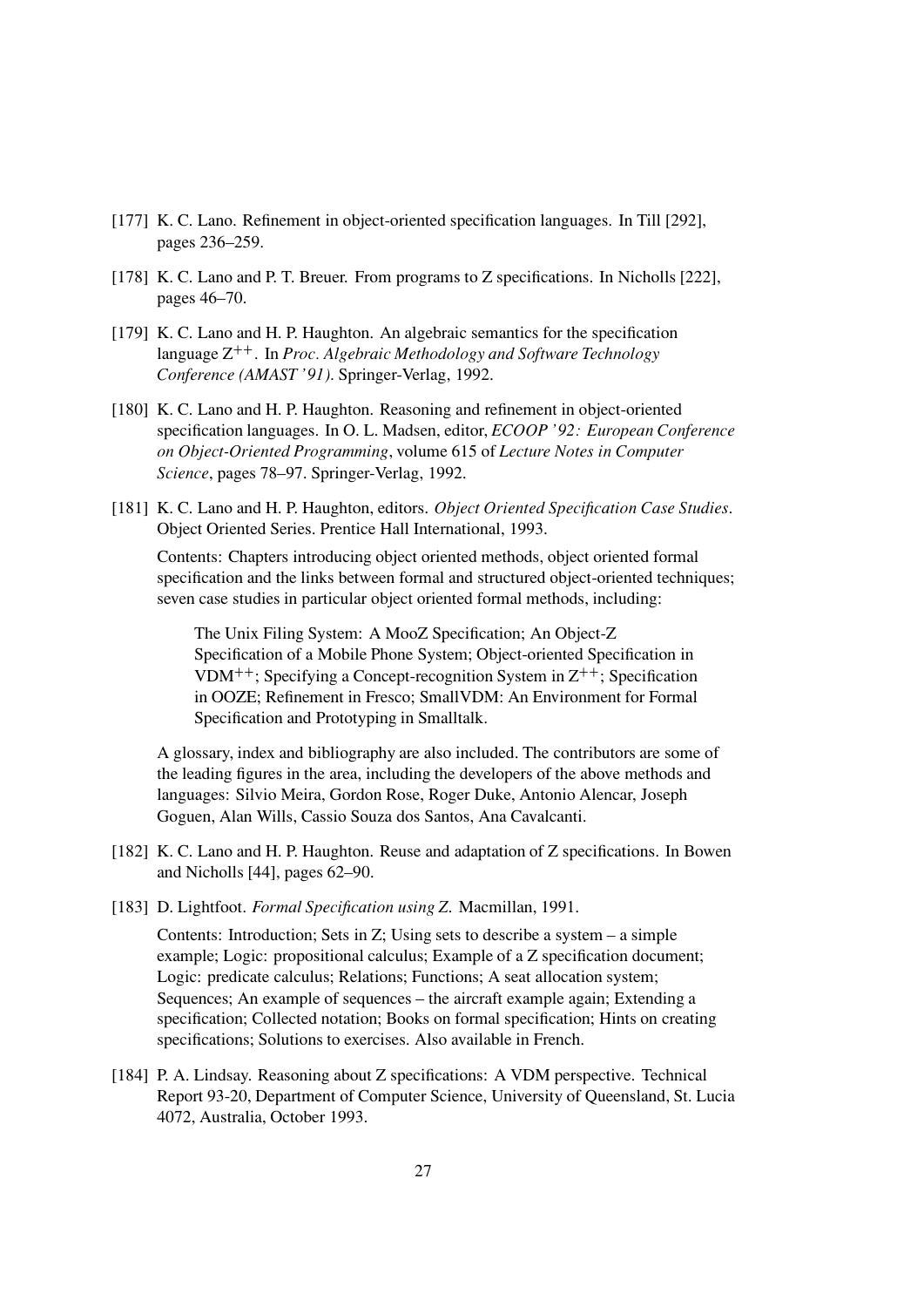[177] K. C. Lano. Refinement in object-oriented specification languages. In Till [292], pages 236–259.

[178] K. C. Lano and P. T. Breuer. From programs to Z specifications. In Nicholls [222], pages 46–70.

[179] K. C. Lano and H. P. Haughton. An algebraic semantics for the specification language $Z^{++}$. In *Proc. Algebraic Methodology and Software Technology Conference (AMAST '91)*. Springer-Verlag, 1992.

[180] K. C. Lano and H. P. Haughton. Reasoning and refinement in object-oriented specification languages. In O. L. Madsen, editor, *ECOOP '92: European Conference on Object-Oriented Programming*, volume 615 of *Lecture Notes in Computer Science*, pages 78–97. Springer-Verlag, 1992.

[181] K. C. Lano and H. P. Haughton, editors. *Object Oriented Specification Case Studies*. Object Oriented Series. Prentice Hall International, 1993.

Contents: Chapters introducing object oriented methods, object oriented formal specification and the links between formal and structured object-oriented techniques; seven case studies in particular object oriented formal methods, including:

> The Unix Filing System: A MooZ Specification; An Object-Z Specification of a Mobile Phone System; Object-oriented Specification in $VDM^{++}$; Specifying a Concept-recognition System in $Z^{++}$; Specification in OOZE; Refinement in Fresco; SmallVDM: An Environment for Formal Specification and Prototyping in Smalltalk.

A glossary, index and bibliography are also included. The contributors are some of the leading figures in the area, including the developers of the above methods and languages: Silvio Meira, Gordon Rose, Roger Duke, Antonio Alencar, Joseph Goguen, Alan Wills, Cassio Souza dos Santos, Ana Cavalcanti.

[182] K. C. Lano and H. P. Haughton. Reuse and adaptation of Z specifications. In Bowen and Nicholls [44], pages 62–90.

[183] D. Lightfoot. *Formal Specification using Z*. Macmillan, 1991.

Contents: Introduction; Sets in Z; Using sets to describe a system – a simple example; Logic: propositional calculus; Example of a Z specification document; Logic: predicate calculus; Relations; Functions; A seat allocation system; Sequences; An example of sequences – the aircraft example again; Extending a specification; Collected notation; Books on formal specification; Hints on creating specifications; Solutions to exercises. Also available in French.

[184] P. A. Lindsay. Reasoning about Z specifications: A VDM perspective. Technical Report 93-20, Department of Computer Science, University of Queensland, St. Lucia 4072, Australia, October 1993.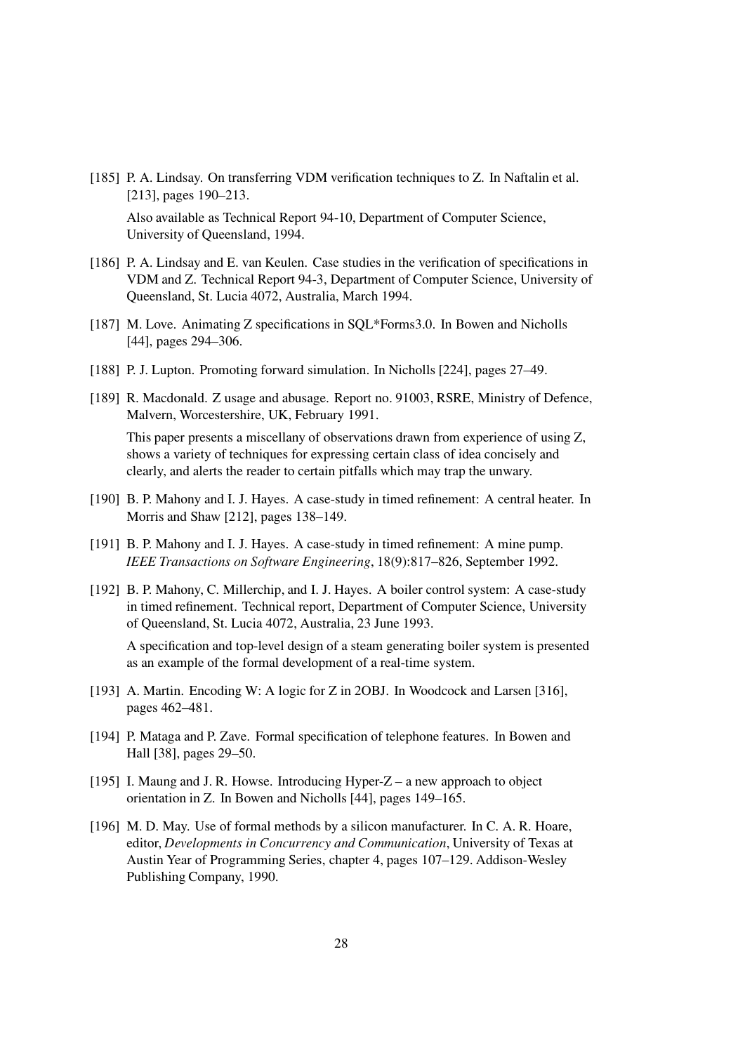[185] P. A. Lindsay. On transferring VDM verification techniques to Z. In Naftalin et al. [213], pages 190–213.

Also available as Technical Report 94-10, Department of Computer Science, University of Queensland, 1994.

[186] P. A. Lindsay and E. van Keulen. Case studies in the verification of specifications in VDM and Z. Technical Report 94-3, Department of Computer Science, University of Queensland, St. Lucia 4072, Australia, March 1994.

[187] M. Love. Animating Z specifications in SQL*Forms3.0. In Bowen and Nicholls [44], pages 294–306.

[188] P. J. Lupton. Promoting forward simulation. In Nicholls [224], pages 27–49.

[189] R. Macdonald. Z usage and abusage. Report no. 91003, RSRE, Ministry of Defence, Malvern, Worcestershire, UK, February 1991.

This paper presents a miscellany of observations drawn from experience of using Z, shows a variety of techniques for expressing certain class of idea concisely and clearly, and alerts the reader to certain pitfalls which may trap the unwary.

[190] B. P. Mahony and I. J. Hayes. A case-study in timed refinement: A central heater. In Morris and Shaw [212], pages 138–149.

[191] B. P. Mahony and I. J. Hayes. A case-study in timed refinement: A mine pump. *IEEE Transactions on Software Engineering*, 18(9):817–826, September 1992.

[192] B. P. Mahony, C. Millerchip, and I. J. Hayes. A boiler control system: A case-study in timed refinement. Technical report, Department of Computer Science, University of Queensland, St. Lucia 4072, Australia, 23 June 1993.

A specification and top-level design of a steam generating boiler system is presented as an example of the formal development of a real-time system.

[193] A. Martin. Encoding W: A logic for Z in 2OBJ. In Woodcock and Larsen [316], pages 462–481.

[194] P. Mataga and P. Zave. Formal specification of telephone features. In Bowen and Hall [38], pages 29–50.

[195] I. Maung and J. R. Howse. Introducing Hyper-Z – a new approach to object orientation in Z. In Bowen and Nicholls [44], pages 149–165.

[196] M. D. May. Use of formal methods by a silicon manufacturer. In C. A. R. Hoare, editor, *Developments in Concurrency and Communication*, University of Texas at Austin Year of Programming Series, chapter 4, pages 107–129. Addison-Wesley Publishing Company, 1990.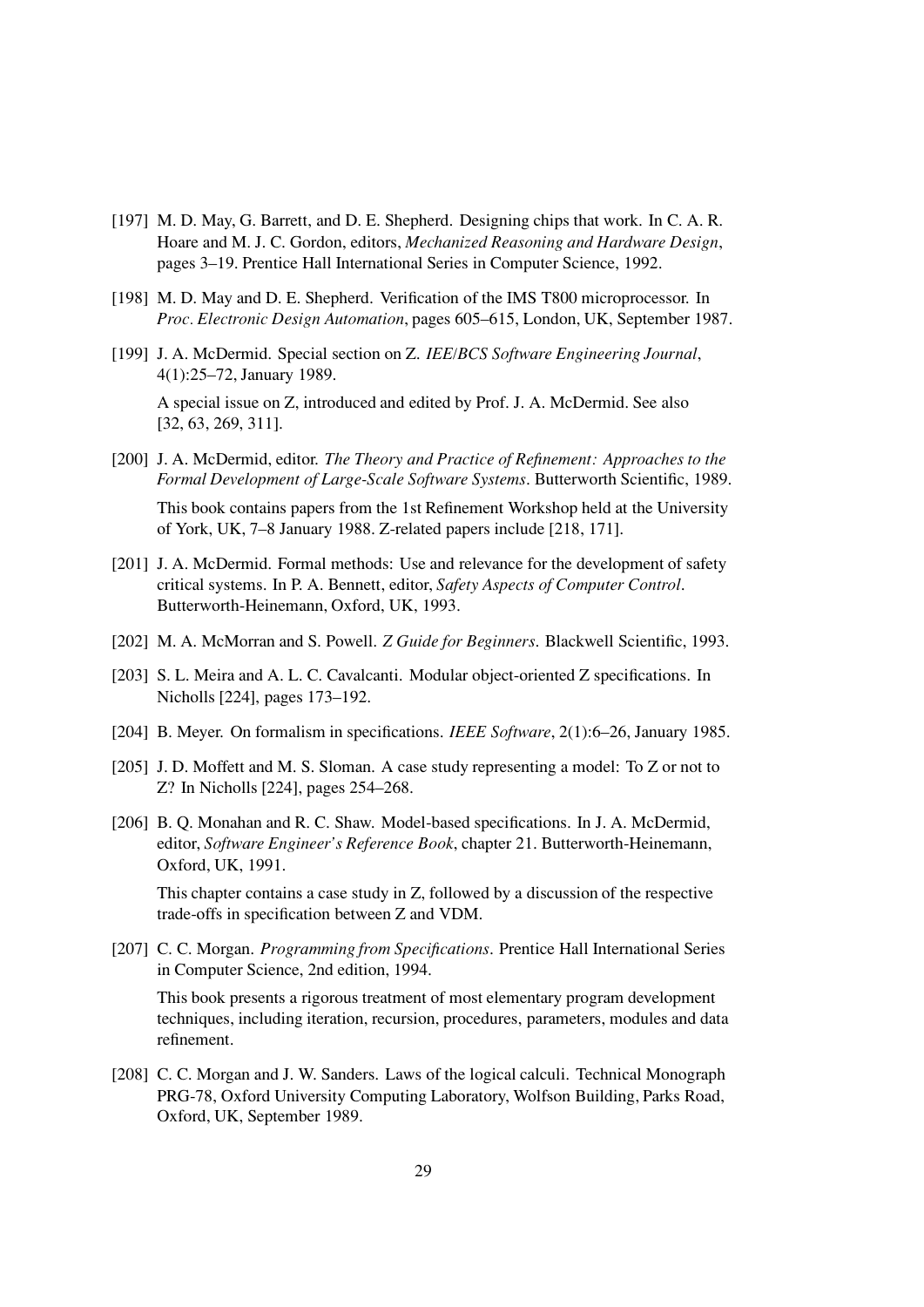[197] M. D. May, G. Barrett, and D. E. Shepherd. Designing chips that work. In C. A. R. Hoare and M. J. C. Gordon, editors, *Mechanized Reasoning and Hardware Design*, pages 3–19. Prentice Hall International Series in Computer Science, 1992.

[198] M. D. May and D. E. Shepherd. Verification of the IMS T800 microprocessor. In *Proc. Electronic Design Automation*, pages 605–615, London, UK, September 1987.

[199] J. A. McDermid. Special section on Z. *IEE/BCS Software Engineering Journal*, 4(1):25–72, January 1989.

A special issue on Z, introduced and edited by Prof. J. A. McDermid. See also [32, 63, 269, 311].

[200] J. A. McDermid, editor. *The Theory and Practice of Refinement: Approaches to the Formal Development of Large-Scale Software Systems*. Butterworth Scientific, 1989.

This book contains papers from the 1st Refinement Workshop held at the University of York, UK, 7–8 January 1988. Z-related papers include [218, 171].

[201] J. A. McDermid. Formal methods: Use and relevance for the development of safety critical systems. In P. A. Bennett, editor, *Safety Aspects of Computer Control*. Butterworth-Heinemann, Oxford, UK, 1993.

[202] M. A. McMorran and S. Powell. *Z Guide for Beginners*. Blackwell Scientific, 1993.

[203] S. L. Meira and A. L. C. Cavalcanti. Modular object-oriented Z specifications. In Nicholls [224], pages 173–192.

[204] B. Meyer. On formalism in specifications. *IEEE Software*, 2(1):6–26, January 1985.

[205] J. D. Moffett and M. S. Sloman. A case study representing a model: To Z or not to Z? In Nicholls [224], pages 254–268.

[206] B. Q. Monahan and R. C. Shaw. Model-based specifications. In J. A. McDermid, editor, *Software Engineer's Reference Book*, chapter 21. Butterworth-Heinemann, Oxford, UK, 1991.

This chapter contains a case study in Z, followed by a discussion of the respective trade-offs in specification between Z and VDM.

[207] C. C. Morgan. *Programming from Specifications*. Prentice Hall International Series in Computer Science, 2nd edition, 1994.

This book presents a rigorous treatment of most elementary program development techniques, including iteration, recursion, procedures, parameters, modules and data refinement.

[208] C. C. Morgan and J. W. Sanders. Laws of the logical calculi. Technical Monograph PRG-78, Oxford University Computing Laboratory, Wolfson Building, Parks Road, Oxford, UK, September 1989.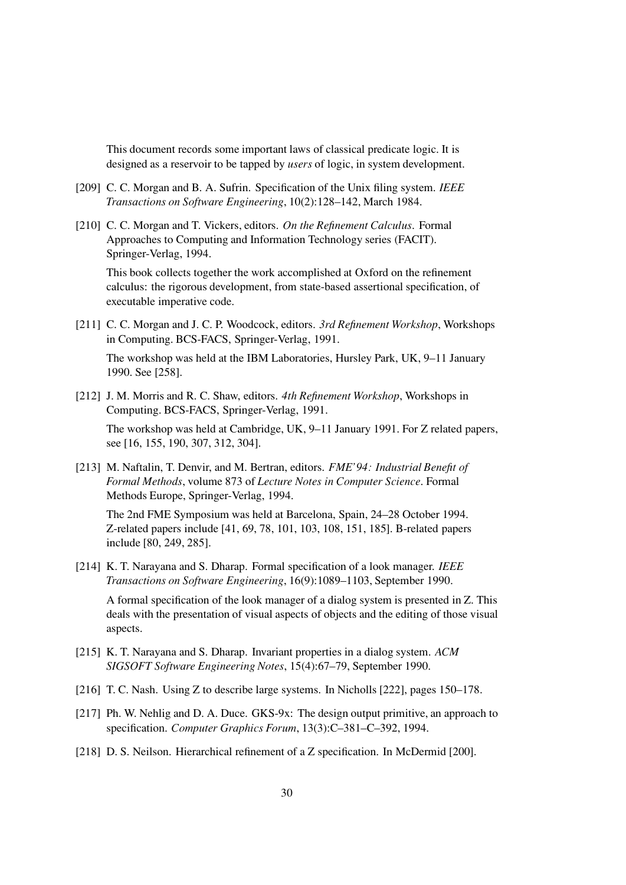This document records some important laws of classical predicate logic. It is designed as a reservoir to be tapped by *users* of logic, in system development.

[209] C. C. Morgan and B. A. Sufrin. Specification of the Unix filing system. *IEEE Transactions on Software Engineering*, 10(2):128–142, March 1984.

[210] C. C. Morgan and T. Vickers, editors. *On the Refinement Calculus*. Formal Approaches to Computing and Information Technology series (FACIT). Springer-Verlag, 1994.

This book collects together the work accomplished at Oxford on the refinement calculus: the rigorous development, from state-based assertional specification, of executable imperative code.

[211] C. C. Morgan and J. C. P. Woodcock, editors. *3rd Refinement Workshop*, Workshops in Computing. BCS-FACS, Springer-Verlag, 1991.

The workshop was held at the IBM Laboratories, Hursley Park, UK, 9–11 January 1990. See [258].

[212] J. M. Morris and R. C. Shaw, editors. *4th Refinement Workshop*, Workshops in Computing. BCS-FACS, Springer-Verlag, 1991.

The workshop was held at Cambridge, UK, 9–11 January 1991. For Z related papers, see [16, 155, 190, 307, 312, 304].

[213] M. Naftalin, T. Denvir, and M. Bertran, editors. *FME'94: Industrial Benefit of Formal Methods*, volume 873 of *Lecture Notes in Computer Science*. Formal Methods Europe, Springer-Verlag, 1994.

The 2nd FME Symposium was held at Barcelona, Spain, 24–28 October 1994. Z-related papers include [41, 69, 78, 101, 103, 108, 151, 185]. B-related papers include [80, 249, 285].

[214] K. T. Narayana and S. Dharap. Formal specification of a look manager. *IEEE Transactions on Software Engineering*, 16(9):1089–1103, September 1990.

A formal specification of the look manager of a dialog system is presented in Z. This deals with the presentation of visual aspects of objects and the editing of those visual aspects.

[215] K. T. Narayana and S. Dharap. Invariant properties in a dialog system. *ACM SIGSOFT Software Engineering Notes*, 15(4):67–79, September 1990.

[216] T. C. Nash. Using Z to describe large systems. In Nicholls [222], pages 150–178.

[217] Ph. W. Nehlig and D. A. Duce. GKS-9x: The design output primitive, an approach to specification. *Computer Graphics Forum*, 13(3):C–381–C–392, 1994.

[218] D. S. Neilson. Hierarchical refinement of a Z specification. In McDermid [200].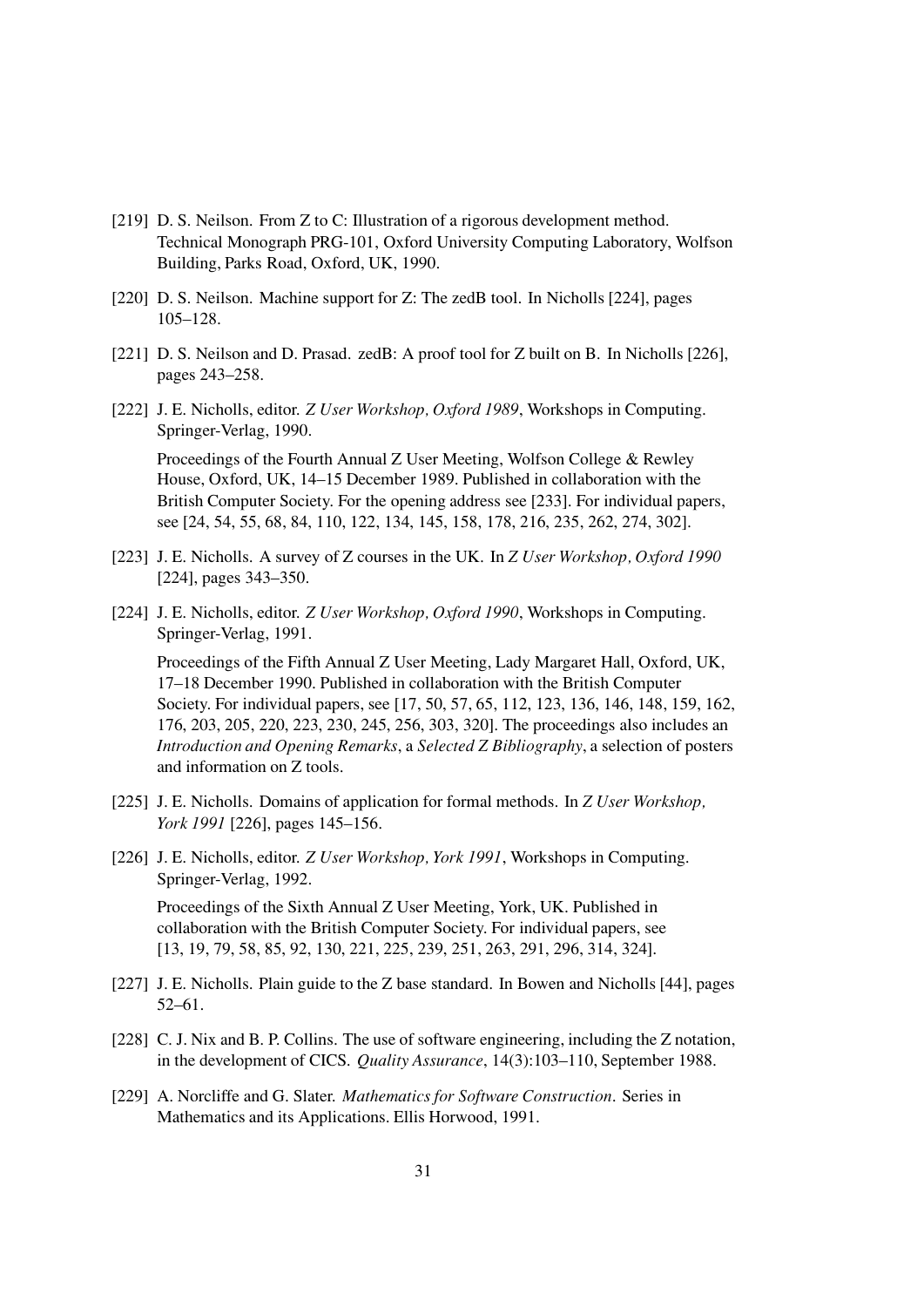[219] D. S. Neilson. From Z to C: Illustration of a rigorous development method. Technical Monograph PRG-101, Oxford University Computing Laboratory, Wolfson Building, Parks Road, Oxford, UK, 1990.

[220] D. S. Neilson. Machine support for Z: The zedB tool. In Nicholls [224], pages 105–128.

[221] D. S. Neilson and D. Prasad. zedB: A proof tool for Z built on B. In Nicholls [226], pages 243–258.

[222] J. E. Nicholls, editor. *Z User Workshop, Oxford 1989*, Workshops in Computing. Springer-Verlag, 1990.

Proceedings of the Fourth Annual Z User Meeting, Wolfson College & Rewley House, Oxford, UK, 14–15 December 1989. Published in collaboration with the British Computer Society. For the opening address see [233]. For individual papers, see [24, 54, 55, 68, 84, 110, 122, 134, 145, 158, 178, 216, 235, 262, 274, 302].

[223] J. E. Nicholls. A survey of Z courses in the UK. In *Z User Workshop, Oxford 1990* [224], pages 343–350.

[224] J. E. Nicholls, editor. *Z User Workshop, Oxford 1990*, Workshops in Computing. Springer-Verlag, 1991.

Proceedings of the Fifth Annual Z User Meeting, Lady Margaret Hall, Oxford, UK, 17–18 December 1990. Published in collaboration with the British Computer Society. For individual papers, see [17, 50, 57, 65, 112, 123, 136, 146, 148, 159, 162, 176, 203, 205, 220, 223, 230, 245, 256, 303, 320]. The proceedings also includes an *Introduction and Opening Remarks*, a *Selected Z Bibliography*, a selection of posters and information on Z tools.

[225] J. E. Nicholls. Domains of application for formal methods. In *Z User Workshop, York 1991* [226], pages 145–156.

[226] J. E. Nicholls, editor. *Z User Workshop, York 1991*, Workshops in Computing. Springer-Verlag, 1992.

Proceedings of the Sixth Annual Z User Meeting, York, UK. Published in collaboration with the British Computer Society. For individual papers, see [13, 19, 79, 58, 85, 92, 130, 221, 225, 239, 251, 263, 291, 296, 314, 324].

[227] J. E. Nicholls. Plain guide to the Z base standard. In Bowen and Nicholls [44], pages 52–61.

[228] C. J. Nix and B. P. Collins. The use of software engineering, including the Z notation, in the development of CICS. *Quality Assurance*, 14(3):103–110, September 1988.

[229] A. Norcliffe and G. Slater. *Mathematics for Software Construction*. Series in Mathematics and its Applications. Ellis Horwood, 1991.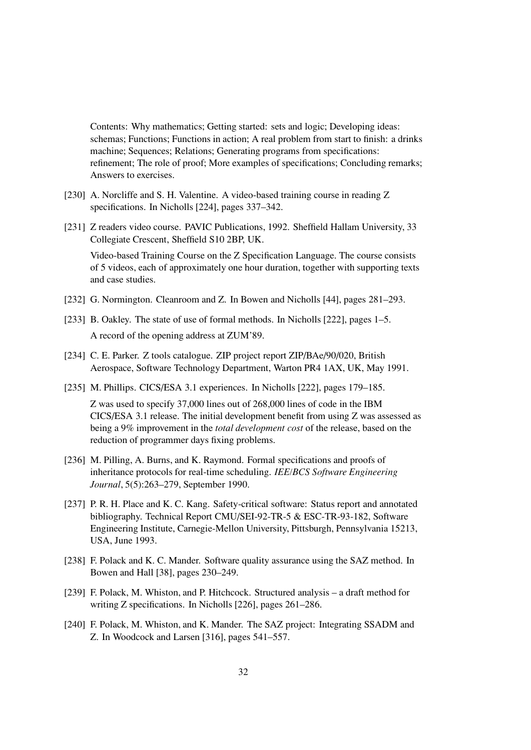Contents: Why mathematics; Getting started: sets and logic; Developing ideas: schemas; Functions; Functions in action; A real problem from start to finish: a drinks machine; Sequences; Relations; Generating programs from specifications: refinement; The role of proof; More examples of specifications; Concluding remarks; Answers to exercises.

[230] A. Norcliffe and S. H. Valentine. A video-based training course in reading Z specifications. In Nicholls [224], pages 337–342.

[231] Z readers video course. PAVIC Publications, 1992. Sheffield Hallam University, 33 Collegiate Crescent, Sheffield S10 2BP, UK.

Video-based Training Course on the Z Specification Language. The course consists of 5 videos, each of approximately one hour duration, together with supporting texts and case studies.

[232] G. Normington. Cleanroom and Z. In Bowen and Nicholls [44], pages 281–293.

[233] B. Oakley. The state of use of formal methods. In Nicholls [222], pages 1–5.

A record of the opening address at ZUM'89.

[234] C. E. Parker. Z tools catalogue. ZIP project report ZIP/BAe/90/020, British Aerospace, Software Technology Department, Warton PR4 1AX, UK, May 1991.

[235] M. Phillips. CICS/ESA 3.1 experiences. In Nicholls [222], pages 179–185.

Z was used to specify 37,000 lines out of 268,000 lines of code in the IBM CICS/ESA 3.1 release. The initial development benefit from using Z was assessed as being a 9% improvement in the *total development cost* of the release, based on the reduction of programmer days fixing problems.

[236] M. Pilling, A. Burns, and K. Raymond. Formal specifications and proofs of inheritance protocols for real-time scheduling. *IEE/BCS Software Engineering Journal*, 5(5):263–279, September 1990.

[237] P. R. H. Place and K. C. Kang. Safety-critical software: Status report and annotated bibliography. Technical Report CMU/SEI-92-TR-5 & ESC-TR-93-182, Software Engineering Institute, Carnegie-Mellon University, Pittsburgh, Pennsylvania 15213, USA, June 1993.

[238] F. Polack and K. C. Mander. Software quality assurance using the SAZ method. In Bowen and Hall [38], pages 230–249.

[239] F. Polack, M. Whiston, and P. Hitchcock. Structured analysis – a draft method for writing Z specifications. In Nicholls [226], pages 261–286.

[240] F. Polack, M. Whiston, and K. Mander. The SAZ project: Integrating SSADM and Z. In Woodcock and Larsen [316], pages 541–557.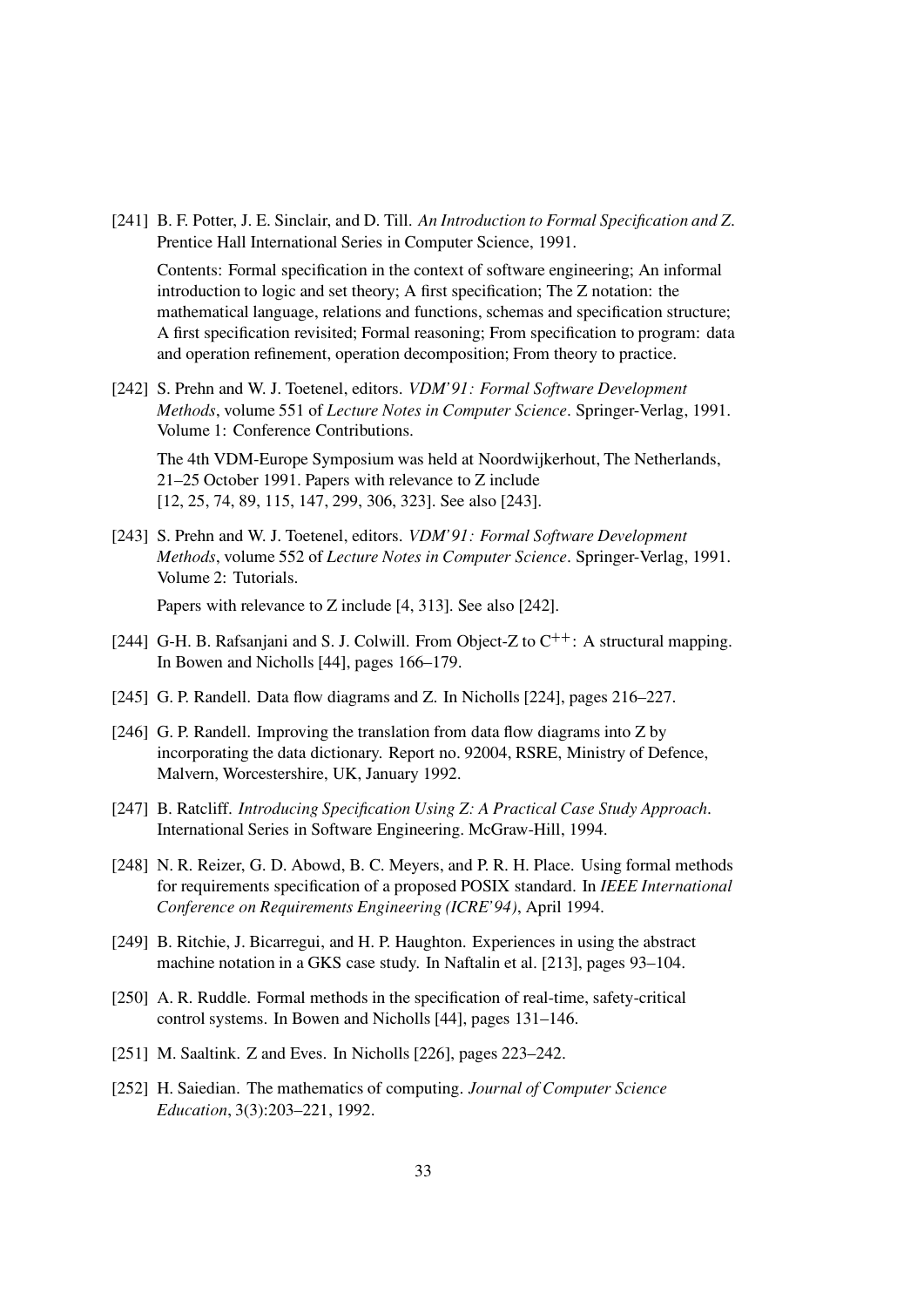[241] B. F. Potter, J. E. Sinclair, and D. Till. *An Introduction to Formal Specification and Z*. Prentice Hall International Series in Computer Science, 1991.

Contents: Formal specification in the context of software engineering; An informal introduction to logic and set theory; A first specification; The Z notation: the mathematical language, relations and functions, schemas and specification structure; A first specification revisited; Formal reasoning; From specification to program: data and operation refinement, operation decomposition; From theory to practice.

[242] S. Prehn and W. J. Toetenel, editors. *VDM'91: Formal Software Development Methods*, volume 551 of *Lecture Notes in Computer Science*. Springer-Verlag, 1991. Volume 1: Conference Contributions.

The 4th VDM-Europe Symposium was held at Noordwijkerhout, The Netherlands, 21–25 October 1991. Papers with relevance to Z include [12, 25, 74, 89, 115, 147, 299, 306, 323]. See also [243].

[243] S. Prehn and W. J. Toetenel, editors. *VDM'91: Formal Software Development Methods*, volume 552 of *Lecture Notes in Computer Science*. Springer-Verlag, 1991. Volume 2: Tutorials.

Papers with relevance to Z include [4, 313]. See also [242].

[244] G-H. B. Rafsanjani and S. J. Colwill. From Object-Z to $C^{++}$: A structural mapping. In Bowen and Nicholls [44], pages 166–179.

[245] G. P. Randell. Data flow diagrams and Z. In Nicholls [224], pages 216–227.

[246] G. P. Randell. Improving the translation from data flow diagrams into Z by incorporating the data dictionary. Report no. 92004, RSRE, Ministry of Defence, Malvern, Worcestershire, UK, January 1992.

[247] B. Ratcliff. *Introducing Specification Using Z: A Practical Case Study Approach*. International Series in Software Engineering. McGraw-Hill, 1994.

[248] N. R. Reizer, G. D. Abowd, B. C. Meyers, and P. R. H. Place. Using formal methods for requirements specification of a proposed POSIX standard. In *IEEE International Conference on Requirements Engineering (ICRE'94)*, April 1994.

[249] B. Ritchie, J. Bicarregui, and H. P. Haughton. Experiences in using the abstract machine notation in a GKS case study. In Naftalin et al. [213], pages 93–104.

[250] A. R. Ruddle. Formal methods in the specification of real-time, safety-critical control systems. In Bowen and Nicholls [44], pages 131–146.

[251] M. Saaltink. Z and Eves. In Nicholls [226], pages 223–242.

[252] H. Saiedian. The mathematics of computing. *Journal of Computer Science Education*, 3(3):203–221, 1992.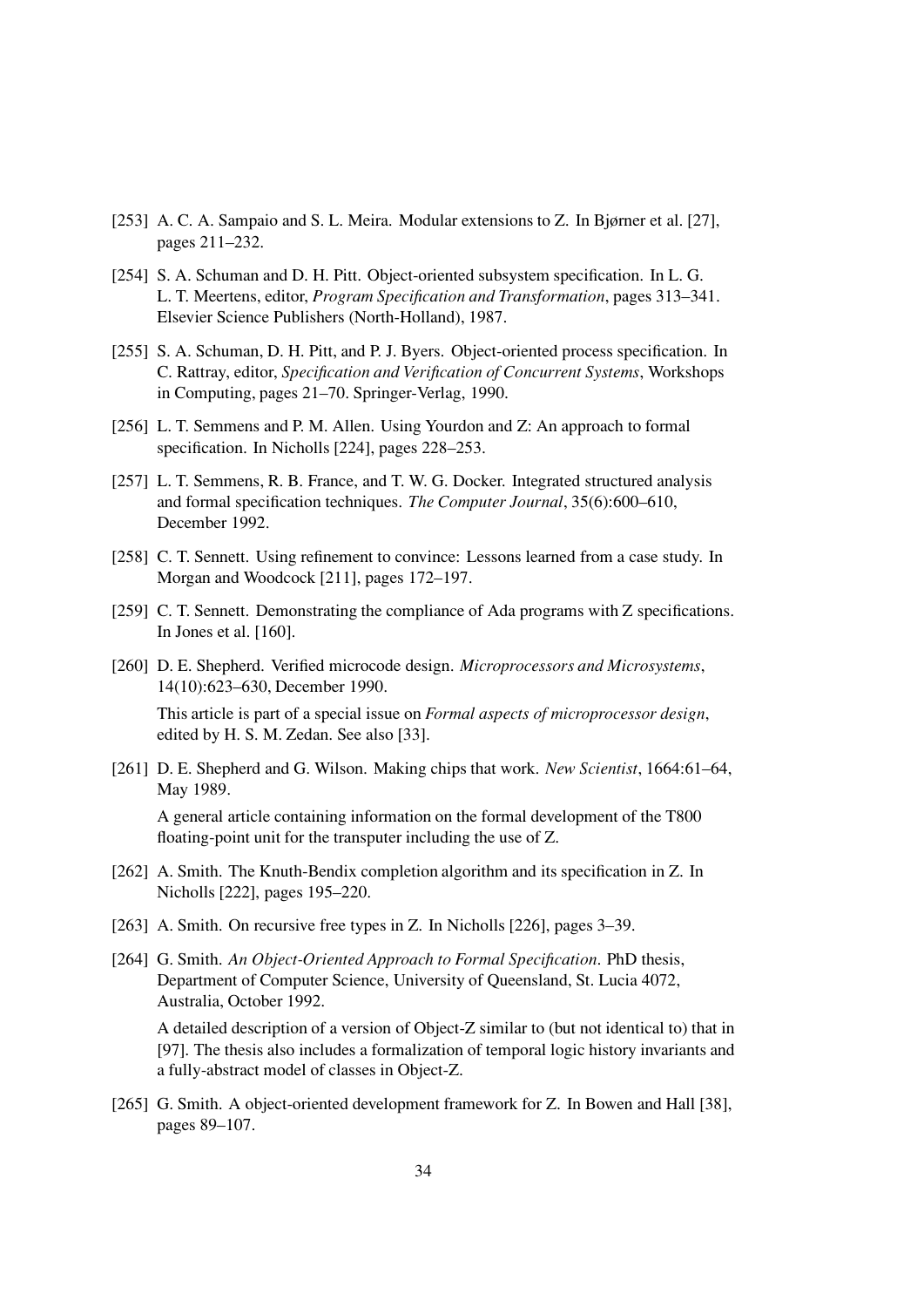[253] A. C. A. Sampaio and S. L. Meira. Modular extensions to Z. In Bjørner et al. [27], pages 211–232.

[254] S. A. Schuman and D. H. Pitt. Object-oriented subsystem specification. In L. G. L. T. Meertens, editor, *Program Specification and Transformation*, pages 313–341. Elsevier Science Publishers (North-Holland), 1987.

[255] S. A. Schuman, D. H. Pitt, and P. J. Byers. Object-oriented process specification. In C. Rattray, editor, *Specification and Verification of Concurrent Systems*, Workshops in Computing, pages 21–70. Springer-Verlag, 1990.

[256] L. T. Semmens and P. M. Allen. Using Yourdon and Z: An approach to formal specification. In Nicholls [224], pages 228–253.

[257] L. T. Semmens, R. B. France, and T. W. G. Docker. Integrated structured analysis and formal specification techniques. *The Computer Journal*, 35(6):600–610, December 1992.

[258] C. T. Sennett. Using refinement to convince: Lessons learned from a case study. In Morgan and Woodcock [211], pages 172–197.

[259] C. T. Sennett. Demonstrating the compliance of Ada programs with Z specifications. In Jones et al. [160].

[260] D. E. Shepherd. Verified microcode design. *Microprocessors and Microsystems*, 14(10):623–630, December 1990.

This article is part of a special issue on *Formal aspects of microprocessor design*, edited by H. S. M. Zedan. See also [33].

[261] D. E. Shepherd and G. Wilson. Making chips that work. *New Scientist*, 1664:61–64, May 1989.

A general article containing information on the formal development of the T800 floating-point unit for the transputer including the use of Z.

[262] A. Smith. The Knuth-Bendix completion algorithm and its specification in Z. In Nicholls [222], pages 195–220.

[263] A. Smith. On recursive free types in Z. In Nicholls [226], pages 3–39.

[264] G. Smith. *An Object-Oriented Approach to Formal Specification*. PhD thesis, Department of Computer Science, University of Queensland, St. Lucia 4072, Australia, October 1992.

A detailed description of a version of Object-Z similar to (but not identical to) that in [97]. The thesis also includes a formalization of temporal logic history invariants and a fully-abstract model of classes in Object-Z.

[265] G. Smith. A object-oriented development framework for Z. In Bowen and Hall [38], pages 89–107.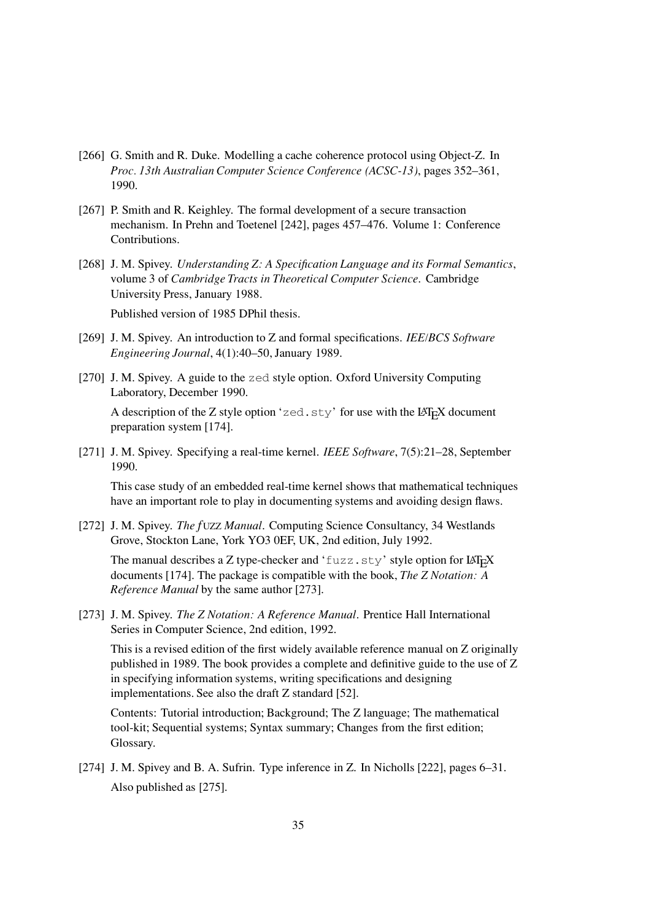[266] G. Smith and R. Duke. Modelling a cache coherence protocol using Object-Z. In *Proc. 13th Australian Computer Science Conference (ACSC-13)*, pages 352–361, 1990.

[267] P. Smith and R. Keighley. The formal development of a secure transaction mechanism. In Prehn and Toetenel [242], pages 457–476. Volume 1: Conference Contributions.

[268] J. M. Spivey. *Understanding Z: A Specification Language and its Formal Semantics*, volume 3 of *Cambridge Tracts in Theoretical Computer Science*. Cambridge University Press, January 1988.

Published version of 1985 DPhil thesis.

[269] J. M. Spivey. An introduction to Z and formal specifications. *IEE/BCS Software Engineering Journal*, 4(1):40–50, January 1989.

[270] J. M. Spivey. A guide to the `zed` style option. Oxford University Computing Laboratory, December 1990.

A description of the Z style option '`zed.sty`' for use with the LaTeX document preparation system [174].

[271] J. M. Spivey. Specifying a real-time kernel. *IEEE Software*, 7(5):21–28, September 1990.

This case study of an embedded real-time kernel shows that mathematical techniques have an important role to play in documenting systems and avoiding design flaws.

[272] J. M. Spivey. *The fUZZ Manual*. Computing Science Consultancy, 34 Westlands Grove, Stockton Lane, York YO3 0EF, UK, 2nd edition, July 1992.

The manual describes a Z type-checker and '`fuzz.sty`' style option for LaTeX documents [174]. The package is compatible with the book, *The Z Notation: A Reference Manual* by the same author [273].

[273] J. M. Spivey. *The Z Notation: A Reference Manual*. Prentice Hall International Series in Computer Science, 2nd edition, 1992.

This is a revised edition of the first widely available reference manual on Z originally published in 1989. The book provides a complete and definitive guide to the use of Z in specifying information systems, writing specifications and designing implementations. See also the draft Z standard [52].

Contents: Tutorial introduction; Background; The Z language; The mathematical tool-kit; Sequential systems; Syntax summary; Changes from the first edition; Glossary.

[274] J. M. Spivey and B. A. Sufrin. Type inference in Z. In Nicholls [222], pages 6–31.

Also published as [275].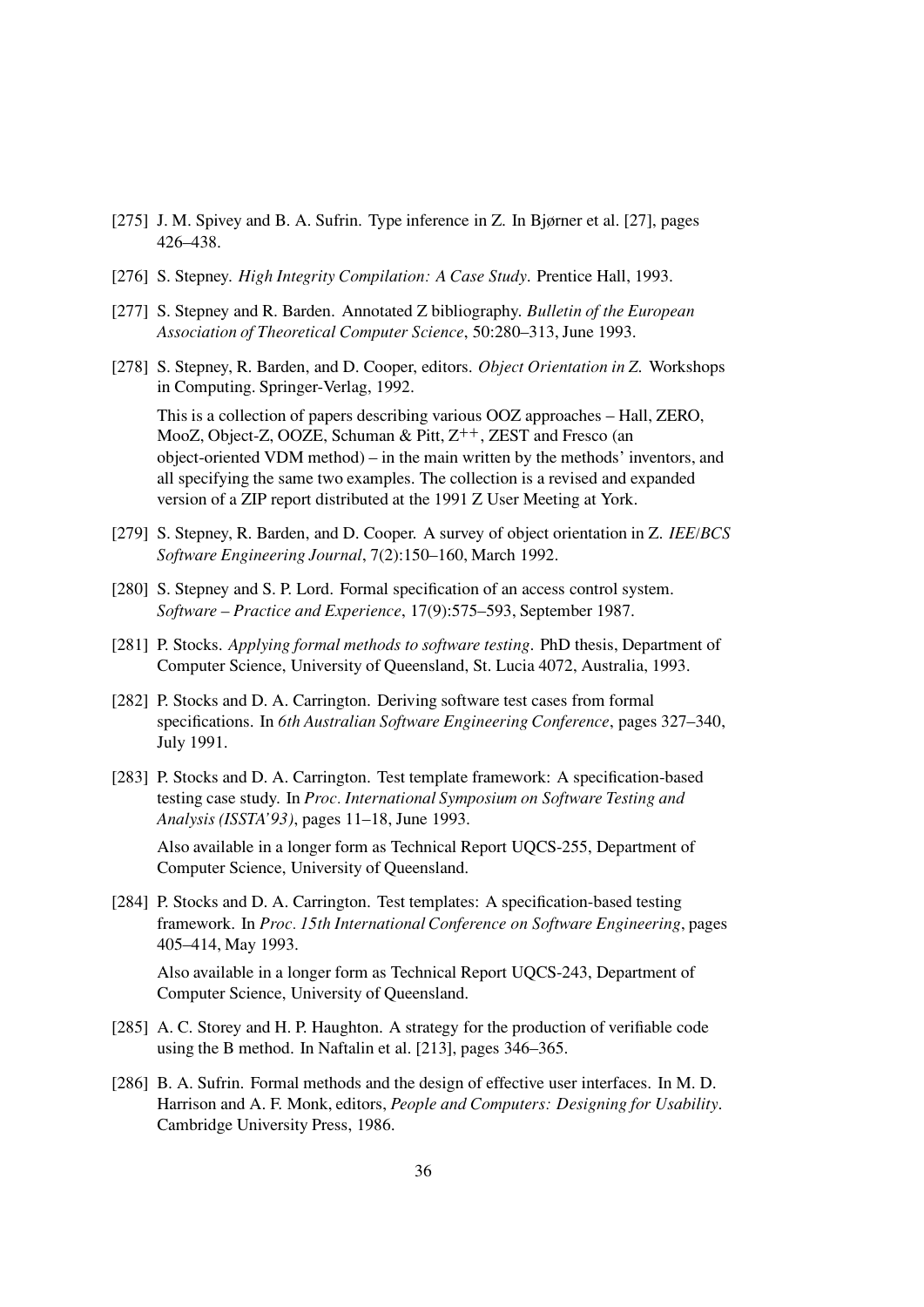[275] J. M. Spivey and B. A. Sufrin. Type inference in Z. In Bjørner et al. [27], pages 426–438.

[276] S. Stepney. *High Integrity Compilation: A Case Study*. Prentice Hall, 1993.

[277] S. Stepney and R. Barden. Annotated Z bibliography. *Bulletin of the European Association of Theoretical Computer Science*, 50:280–313, June 1993.

[278] S. Stepney, R. Barden, and D. Cooper, editors. *Object Orientation in Z*. Workshops in Computing. Springer-Verlag, 1992.

This is a collection of papers describing various OOZ approaches – Hall, ZERO, MooZ, Object-Z, OOZE, Schuman & Pitt, $Z^{++}$, ZEST and Fresco (an object-oriented VDM method) – in the main written by the methods' inventors, and all specifying the same two examples. The collection is a revised and expanded version of a ZIP report distributed at the 1991 Z User Meeting at York.

[279] S. Stepney, R. Barden, and D. Cooper. A survey of object orientation in Z. *IEE/BCS Software Engineering Journal*, 7(2):150–160, March 1992.

[280] S. Stepney and S. P. Lord. Formal specification of an access control system. *Software – Practice and Experience*, 17(9):575–593, September 1987.

[281] P. Stocks. *Applying formal methods to software testing*. PhD thesis, Department of Computer Science, University of Queensland, St. Lucia 4072, Australia, 1993.

[282] P. Stocks and D. A. Carrington. Deriving software test cases from formal specifications. In *6th Australian Software Engineering Conference*, pages 327–340, July 1991.

[283] P. Stocks and D. A. Carrington. Test template framework: A specification-based testing case study. In *Proc. International Symposium on Software Testing and Analysis (ISSTA'93)*, pages 11–18, June 1993.

Also available in a longer form as Technical Report UQCS-255, Department of Computer Science, University of Queensland.

[284] P. Stocks and D. A. Carrington. Test templates: A specification-based testing framework. In *Proc. 15th International Conference on Software Engineering*, pages 405–414, May 1993.

Also available in a longer form as Technical Report UQCS-243, Department of Computer Science, University of Queensland.

[285] A. C. Storey and H. P. Haughton. A strategy for the production of verifiable code using the B method. In Naftalin et al. [213], pages 346–365.

[286] B. A. Sufrin. Formal methods and the design of effective user interfaces. In M. D. Harrison and A. F. Monk, editors, *People and Computers: Designing for Usability*. Cambridge University Press, 1986.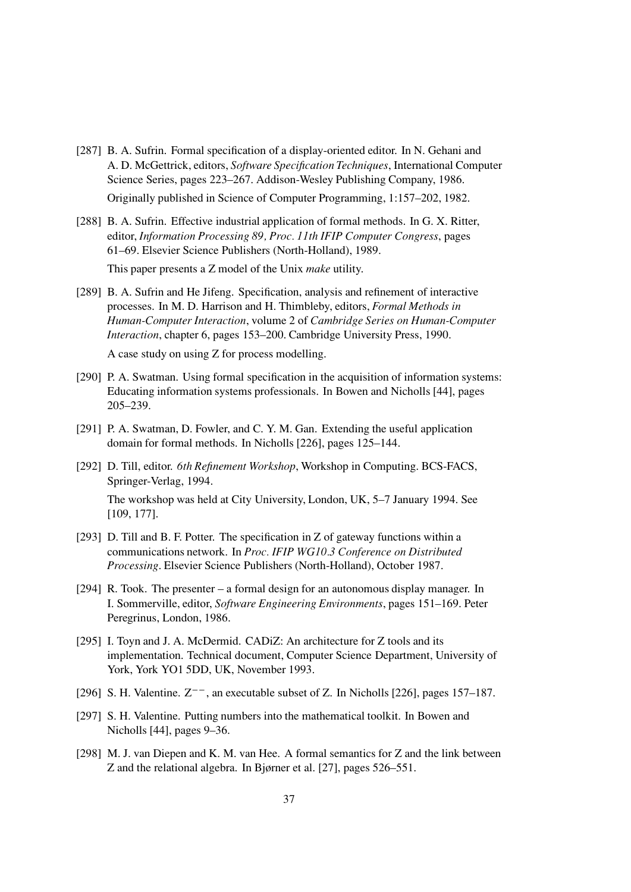[287] B. A. Sufrin. Formal specification of a display-oriented editor. In N. Gehani and A. D. McGettrick, editors, *Software Specification Techniques*, International Computer Science Series, pages 223–267. Addison-Wesley Publishing Company, 1986.

Originally published in Science of Computer Programming, 1:157–202, 1982.

[288] B. A. Sufrin. Effective industrial application of formal methods. In G. X. Ritter, editor, *Information Processing 89, Proc. 11th IFIP Computer Congress*, pages 61–69. Elsevier Science Publishers (North-Holland), 1989.

This paper presents a Z model of the Unix *make* utility.

[289] B. A. Sufrin and He Jifeng. Specification, analysis and refinement of interactive processes. In M. D. Harrison and H. Thimbleby, editors, *Formal Methods in Human-Computer Interaction*, volume 2 of *Cambridge Series on Human-Computer Interaction*, chapter 6, pages 153–200. Cambridge University Press, 1990.

A case study on using Z for process modelling.

[290] P. A. Swatman. Using formal specification in the acquisition of information systems: Educating information systems professionals. In Bowen and Nicholls [44], pages 205–239.

[291] P. A. Swatman, D. Fowler, and C. Y. M. Gan. Extending the useful application domain for formal methods. In Nicholls [226], pages 125–144.

[292] D. Till, editor. *6th Refinement Workshop*, Workshop in Computing. BCS-FACS, Springer-Verlag, 1994.

The workshop was held at City University, London, UK, 5–7 January 1994. See [109, 177].

[293] D. Till and B. F. Potter. The specification in Z of gateway functions within a communications network. In *Proc. IFIP WG10.3 Conference on Distributed Processing*. Elsevier Science Publishers (North-Holland), October 1987.

[294] R. Took. The presenter – a formal design for an autonomous display manager. In I. Sommerville, editor, *Software Engineering Environments*, pages 151–169. Peter Peregrinus, London, 1986.

[295] I. Toyn and J. A. McDermid. CADiZ: An architecture for Z tools and its implementation. Technical document, Computer Science Department, University of York, York YO1 5DD, UK, November 1993.

[296] S. H. Valentine. $\mathrm{Z}^{--}$, an executable subset of Z. In Nicholls [226], pages 157–187.

[297] S. H. Valentine. Putting numbers into the mathematical toolkit. In Bowen and Nicholls [44], pages 9–36.

[298] M. J. van Diepen and K. M. van Hee. A formal semantics for Z and the link between Z and the relational algebra. In Bjørner et al. [27], pages 526–551.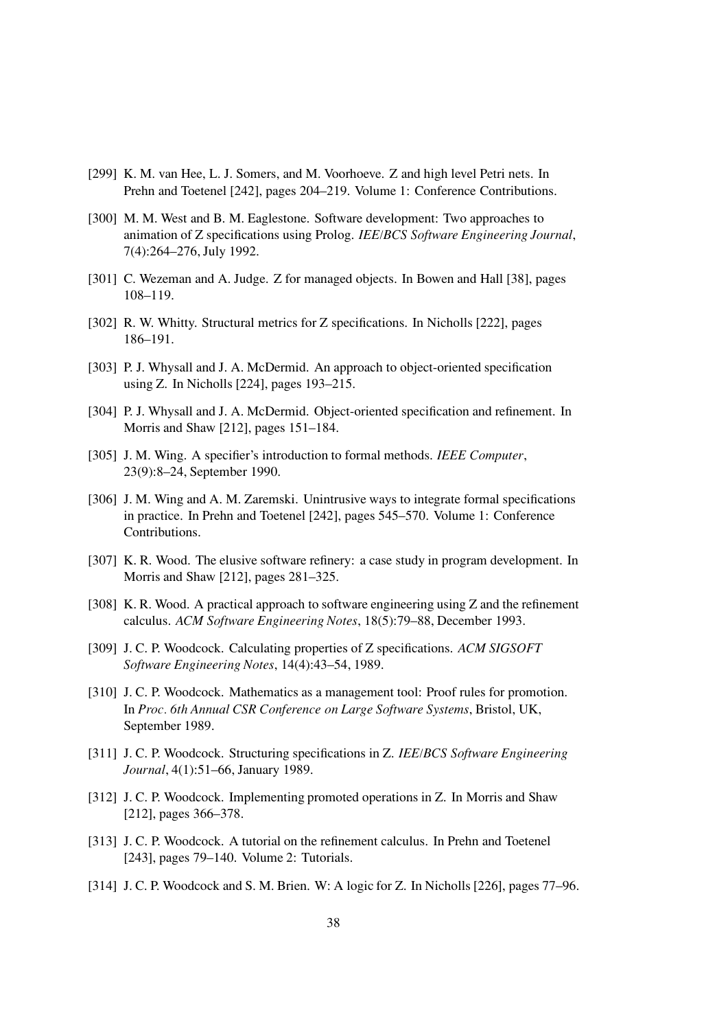[299] K. M. van Hee, L. J. Somers, and M. Voorhoeve. Z and high level Petri nets. In Prehn and Toetenel [242], pages 204–219. Volume 1: Conference Contributions.

[300] M. M. West and B. M. Eaglestone. Software development: Two approaches to animation of Z specifications using Prolog. *IEE/BCS Software Engineering Journal*, 7(4):264–276, July 1992.

[301] C. Wezeman and A. Judge. Z for managed objects. In Bowen and Hall [38], pages 108–119.

[302] R. W. Whitty. Structural metrics for Z specifications. In Nicholls [222], pages 186–191.

[303] P. J. Whysall and J. A. McDermid. An approach to object-oriented specification using Z. In Nicholls [224], pages 193–215.

[304] P. J. Whysall and J. A. McDermid. Object-oriented specification and refinement. In Morris and Shaw [212], pages 151–184.

[305] J. M. Wing. A specifier's introduction to formal methods. *IEEE Computer*, 23(9):8–24, September 1990.

[306] J. M. Wing and A. M. Zaremski. Unintrusive ways to integrate formal specifications in practice. In Prehn and Toetenel [242], pages 545–570. Volume 1: Conference Contributions.

[307] K. R. Wood. The elusive software refinery: a case study in program development. In Morris and Shaw [212], pages 281–325.

[308] K. R. Wood. A practical approach to software engineering using Z and the refinement calculus. *ACM Software Engineering Notes*, 18(5):79–88, December 1993.

[309] J. C. P. Woodcock. Calculating properties of Z specifications. *ACM SIGSOFT Software Engineering Notes*, 14(4):43–54, 1989.

[310] J. C. P. Woodcock. Mathematics as a management tool: Proof rules for promotion. In *Proc. 6th Annual CSR Conference on Large Software Systems*, Bristol, UK, September 1989.

[311] J. C. P. Woodcock. Structuring specifications in Z. *IEE/BCS Software Engineering Journal*, 4(1):51–66, January 1989.

[312] J. C. P. Woodcock. Implementing promoted operations in Z. In Morris and Shaw [212], pages 366–378.

[313] J. C. P. Woodcock. A tutorial on the refinement calculus. In Prehn and Toetenel [243], pages 79–140. Volume 2: Tutorials.

[314] J. C. P. Woodcock and S. M. Brien. W: A logic for Z. In Nicholls [226], pages 77–96.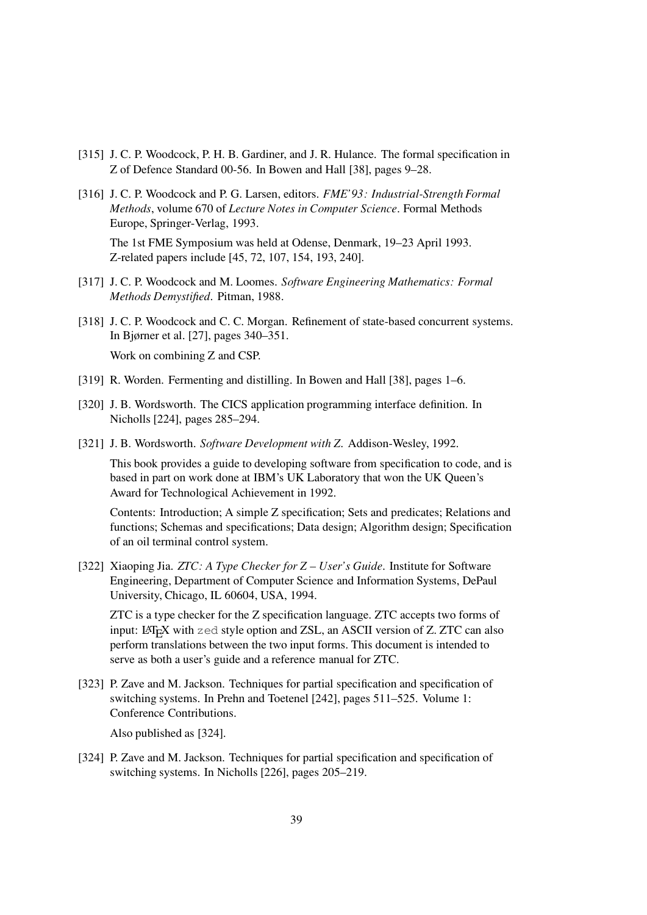[315] J. C. P. Woodcock, P. H. B. Gardiner, and J. R. Hulance. The formal specification in Z of Defence Standard 00-56. In Bowen and Hall [38], pages 9–28.

[316] J. C. P. Woodcock and P. G. Larsen, editors. *FME'93: Industrial-Strength Formal Methods*, volume 670 of *Lecture Notes in Computer Science*. Formal Methods Europe, Springer-Verlag, 1993.

The 1st FME Symposium was held at Odense, Denmark, 19–23 April 1993. Z-related papers include [45, 72, 107, 154, 193, 240].

[317] J. C. P. Woodcock and M. Loomes. *Software Engineering Mathematics: Formal Methods Demystified*. Pitman, 1988.

[318] J. C. P. Woodcock and C. C. Morgan. Refinement of state-based concurrent systems. In Bjørner et al. [27], pages 340–351.

Work on combining Z and CSP.

[319] R. Worden. Fermenting and distilling. In Bowen and Hall [38], pages 1–6.

[320] J. B. Wordsworth. The CICS application programming interface definition. In Nicholls [224], pages 285–294.

[321] J. B. Wordsworth. *Software Development with Z*. Addison-Wesley, 1992.

This book provides a guide to developing software from specification to code, and is based in part on work done at IBM's UK Laboratory that won the UK Queen's Award for Technological Achievement in 1992.

Contents: Introduction; A simple Z specification; Sets and predicates; Relations and functions; Schemas and specifications; Data design; Algorithm design; Specification of an oil terminal control system.

[322] Xiaoping Jia. *ZTC: A Type Checker for Z – User's Guide*. Institute for Software Engineering, Department of Computer Science and Information Systems, DePaul University, Chicago, IL 60604, USA, 1994.

ZTC is a type checker for the Z specification language. ZTC accepts two forms of input: LaTeX with `zed` style option and ZSL, an ASCII version of Z. ZTC can also perform translations between the two input forms. This document is intended to serve as both a user's guide and a reference manual for ZTC.

[323] P. Zave and M. Jackson. Techniques for partial specification and specification of switching systems. In Prehn and Toetenel [242], pages 511–525. Volume 1: Conference Contributions.

Also published as [324].

[324] P. Zave and M. Jackson. Techniques for partial specification and specification of switching systems. In Nicholls [226], pages 205–219.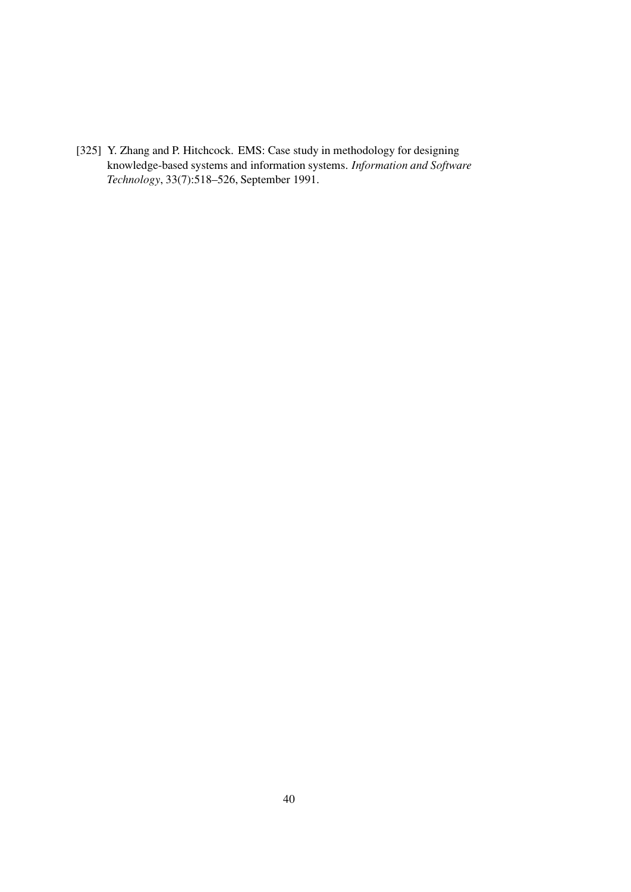[325] Y. Zhang and P. Hitchcock. EMS: Case study in methodology for designing knowledge-based systems and information systems. *Information and Software Technology*, 33(7):518–526, September 1991.